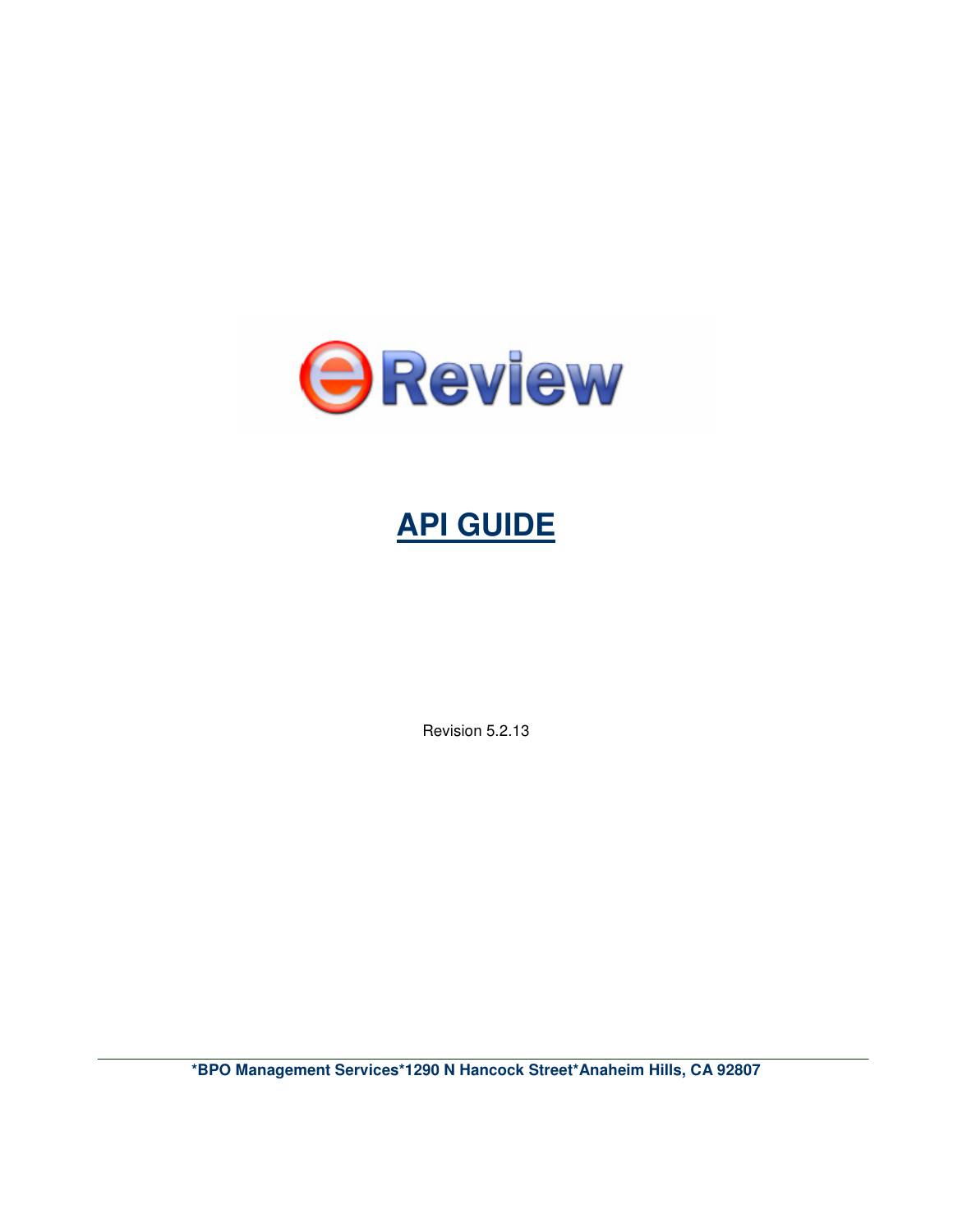# eReview

## API GUIDE

Revision 5.2.13

**\*BPO Management Services\*1290 N Hancock Street\*Anaheim Hills, CA 92807**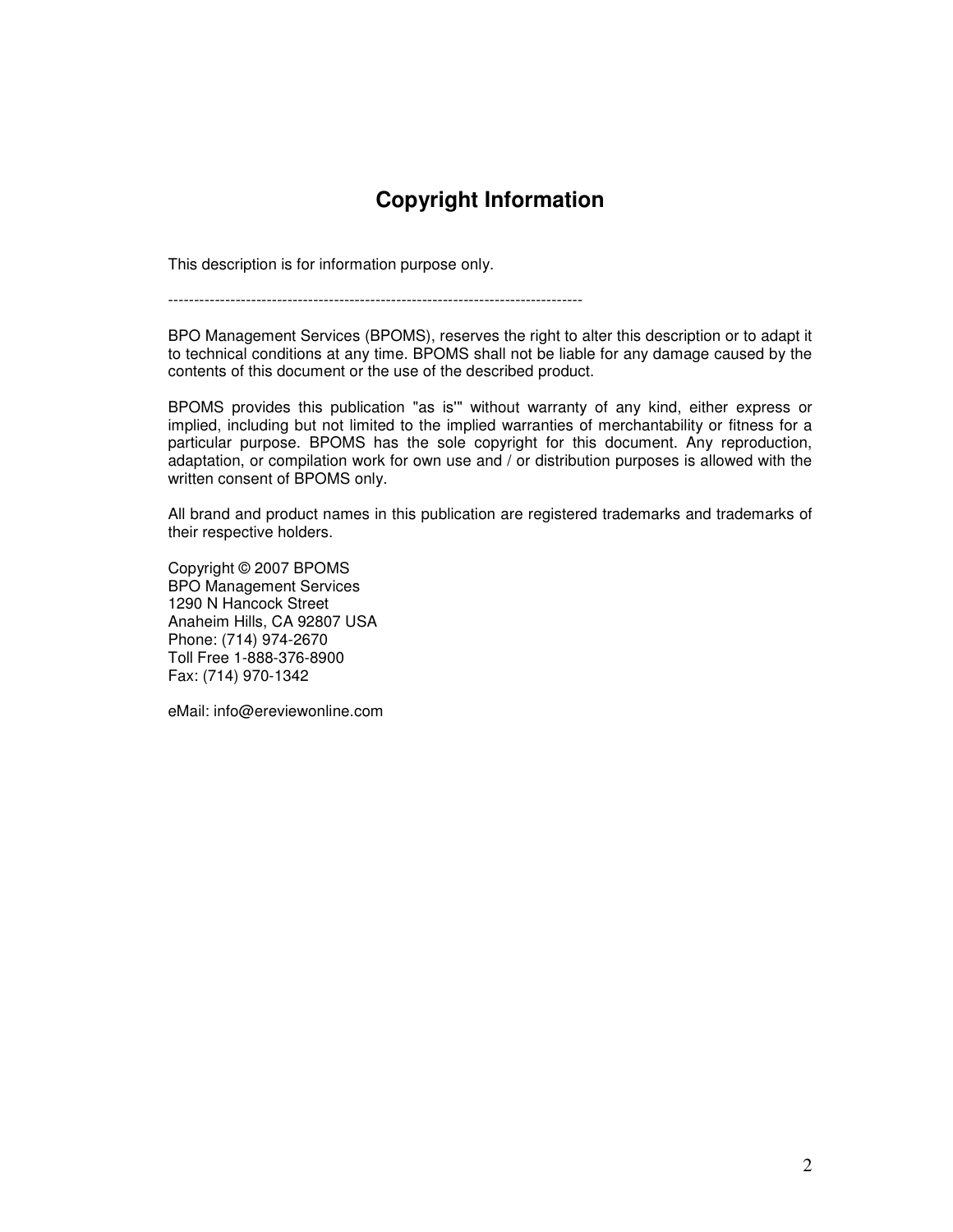# Copyright Information

This description is for information purpose only.

--------------------------------------------------------------------------------

BPO Management Services (BPOMS), reserves the right to alter this description or to adapt it to technical conditions at any time. BPOMS shall not be liable for any damage caused by the contents of this document or the use of the described product.

BPOMS provides this publication "as is'" without warranty of any kind, either express or implied, including but not limited to the implied warranties of merchantability or fitness for a particular purpose. BPOMS has the sole copyright for this document. Any reproduction, adaptation, or compilation work for own use and / or distribution purposes is allowed with the written consent of BPOMS only.

All brand and product names in this publication are registered trademarks and trademarks of their respective holders.

Copyright © 2007 BPOMS  
BPO Management Services  
1290 N Hancock Street  
Anaheim Hills, CA 92807 USA  
Phone: (714) 974-2670  
Toll Free 1-888-376-8900  
Fax: (714) 970-1342

eMail: info@ereviewonline.com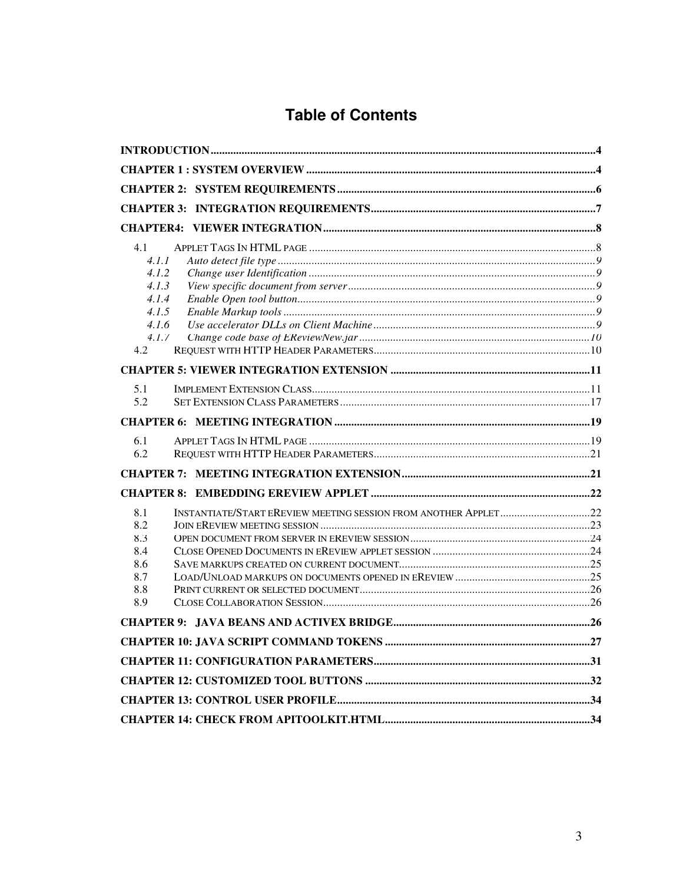# Table of Contents

**INTRODUCTION** .......... 4

**CHAPTER 1 : SYSTEM OVERVIEW** .......... 4

**CHAPTER 2: SYSTEM REQUIREMENTS** .......... 6

**CHAPTER 3: INTEGRATION REQUIREMENTS** .......... 7

**CHAPTER4: VIEWER INTEGRATION** .......... 8

- 4.1 APPLET TAGS IN HTML PAGE .......... 8
  - *4.1.1 Auto detect file type* .......... 9
  - *4.1.2 Change user Identification* .......... 9
  - *4.1.3 View specific document from server* .......... 9
  - *4.1.4 Enable Open tool button* .......... 9
  - *4.1.5 Enable Markup tools* .......... 9
  - *4.1.6 Use accelerator DLLs on Client Machine* .......... 9
  - *4.1.7 Change code base of EReviewNew.jar* .......... 10
- 4.2 REQUEST WITH HTTP HEADER PARAMETERS .......... 10

**CHAPTER 5: VIEWER INTEGRATION EXTENSION** .......... 11

- 5.1 IMPLEMENT EXTENSION CLASS .......... 11
- 5.2 SET EXTENSION CLASS PARAMETERS .......... 17

**CHAPTER 6: MEETING INTEGRATION** .......... 19

- 6.1 APPLET TAGS IN HTML PAGE .......... 19
- 6.2 REQUEST WITH HTTP HEADER PARAMETERS .......... 21

**CHAPTER 7: MEETING INTEGRATION EXTENSION** .......... 21

**CHAPTER 8: EMBEDDING EREVIEW APPLET** .......... 22

- 8.1 INSTANTIATE/START EREVIEW MEETING SESSION FROM ANOTHER APPLET .......... 22
- 8.2 JOIN EREVIEW MEETING SESSION .......... 23
- 8.3 OPEN DOCUMENT FROM SERVER IN EREVIEW SESSION .......... 24
- 8.4 CLOSE OPENED DOCUMENTS IN EREVIEW APPLET SESSION .......... 24
- 8.6 SAVE MARKUPS CREATED ON CURRENT DOCUMENT .......... 25
- 8.7 LOAD/UNLOAD MARKUPS ON DOCUMENTS OPENED IN EREVIEW .......... 25
- 8.8 PRINT CURRENT OR SELECTED DOCUMENT .......... 26
- 8.9 CLOSE COLLABORATION SESSION .......... 26

**CHAPTER 9: JAVA BEANS AND ACTIVEX BRIDGE** .......... 26

**CHAPTER 10: JAVA SCRIPT COMMAND TOKENS** .......... 27

**CHAPTER 11: CONFIGURATION PARAMETERS** .......... 31

**CHAPTER 12: CUSTOMIZED TOOL BUTTONS** .......... 32

**CHAPTER 13: CONTROL USER PROFILE** .......... 34

**CHAPTER 14: CHECK FROM APITOOLKIT.HTML** .......... 34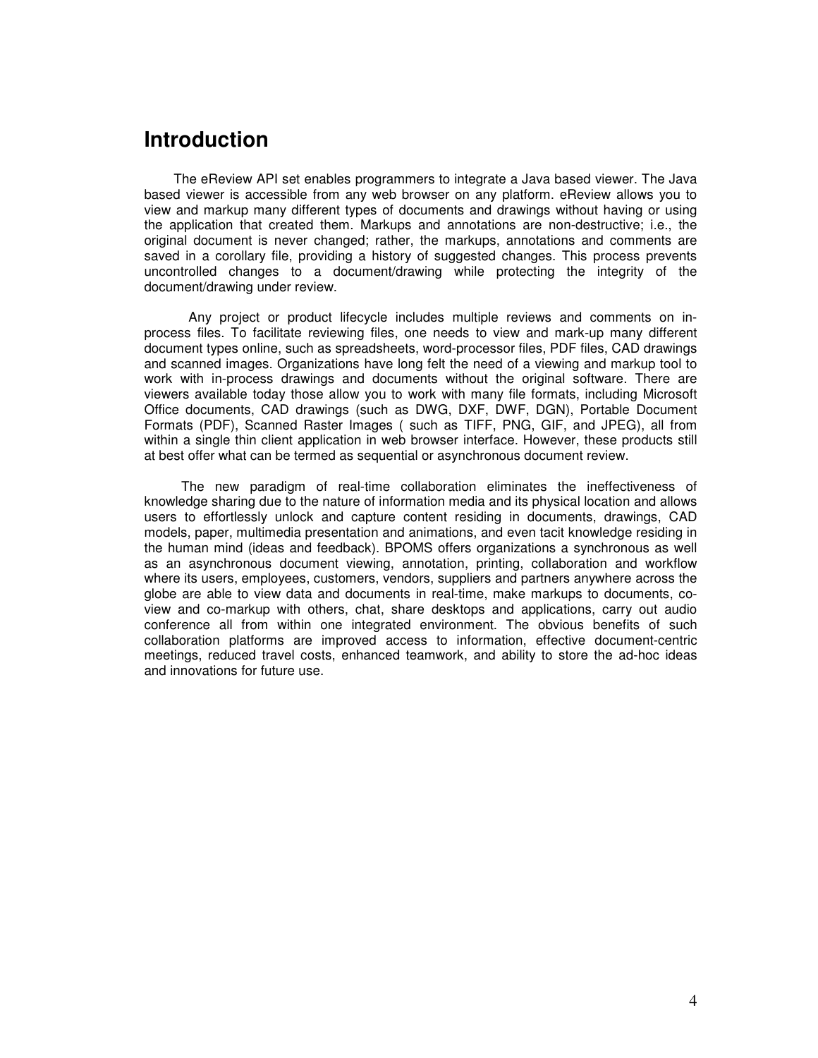# Introduction

The eReview API set enables programmers to integrate a Java based viewer. The Java based viewer is accessible from any web browser on any platform. eReview allows you to view and markup many different types of documents and drawings without having or using the application that created them. Markups and annotations are non-destructive; i.e., the original document is never changed; rather, the markups, annotations and comments are saved in a corollary file, providing a history of suggested changes. This process prevents uncontrolled changes to a document/drawing while protecting the integrity of the document/drawing under review.

Any project or product lifecycle includes multiple reviews and comments on in-process files. To facilitate reviewing files, one needs to view and mark-up many different document types online, such as spreadsheets, word-processor files, PDF files, CAD drawings and scanned images. Organizations have long felt the need of a viewing and markup tool to work with in-process drawings and documents without the original software. There are viewers available today those allow you to work with many file formats, including Microsoft Office documents, CAD drawings (such as DWG, DXF, DWF, DGN), Portable Document Formats (PDF), Scanned Raster Images ( such as TIFF, PNG, GIF, and JPEG), all from within a single thin client application in web browser interface. However, these products still at best offer what can be termed as sequential or asynchronous document review.

The new paradigm of real-time collaboration eliminates the ineffectiveness of knowledge sharing due to the nature of information media and its physical location and allows users to effortlessly unlock and capture content residing in documents, drawings, CAD models, paper, multimedia presentation and animations, and even tacit knowledge residing in the human mind (ideas and feedback). BPOMS offers organizations a synchronous as well as an asynchronous document viewing, annotation, printing, collaboration and workflow where its users, employees, customers, vendors, suppliers and partners anywhere across the globe are able to view data and documents in real-time, make markups to documents, co-view and co-markup with others, chat, share desktops and applications, carry out audio conference all from within one integrated environment. The obvious benefits of such collaboration platforms are improved access to information, effective document-centric meetings, reduced travel costs, enhanced teamwork, and ability to store the ad-hoc ideas and innovations for future use.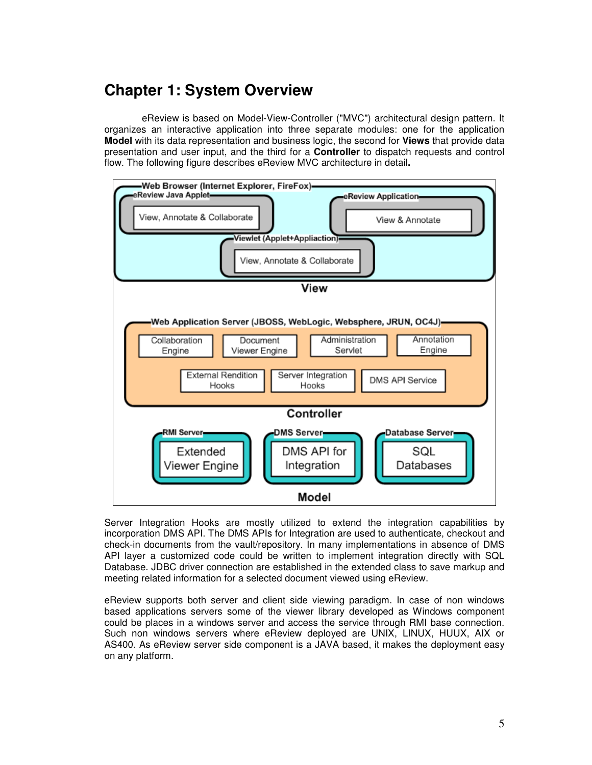# Chapter 1: System Overview

eReview is based on Model-View-Controller ("MVC") architectural design pattern. It organizes an interactive application into three separate modules: one for the application **Model** with its data representation and business logic, the second for **Views** that provide data presentation and user input, and the third for a **Controller** to dispatch requests and control flow. The following figure describes eReview MVC architecture in detail**.**

Server Integration Hooks are mostly utilized to extend the integration capabilities by incorporation DMS API. The DMS APIs for Integration are used to authenticate, checkout and check-in documents from the vault/repository. In many implementations in absence of DMS API layer a customized code could be written to implement integration directly with SQL Database. JDBC driver connection are established in the extended class to save markup and meeting related information for a selected document viewed using eReview.

eReview supports both server and client side viewing paradigm. In case of non windows based applications servers some of the viewer library developed as Windows component could be places in a windows server and access the service through RMI base connection. Such non windows servers where eReview deployed are UNIX, LINUX, HUUX, AIX or AS400. As eReview server side component is a JAVA based, it makes the deployment easy on any platform.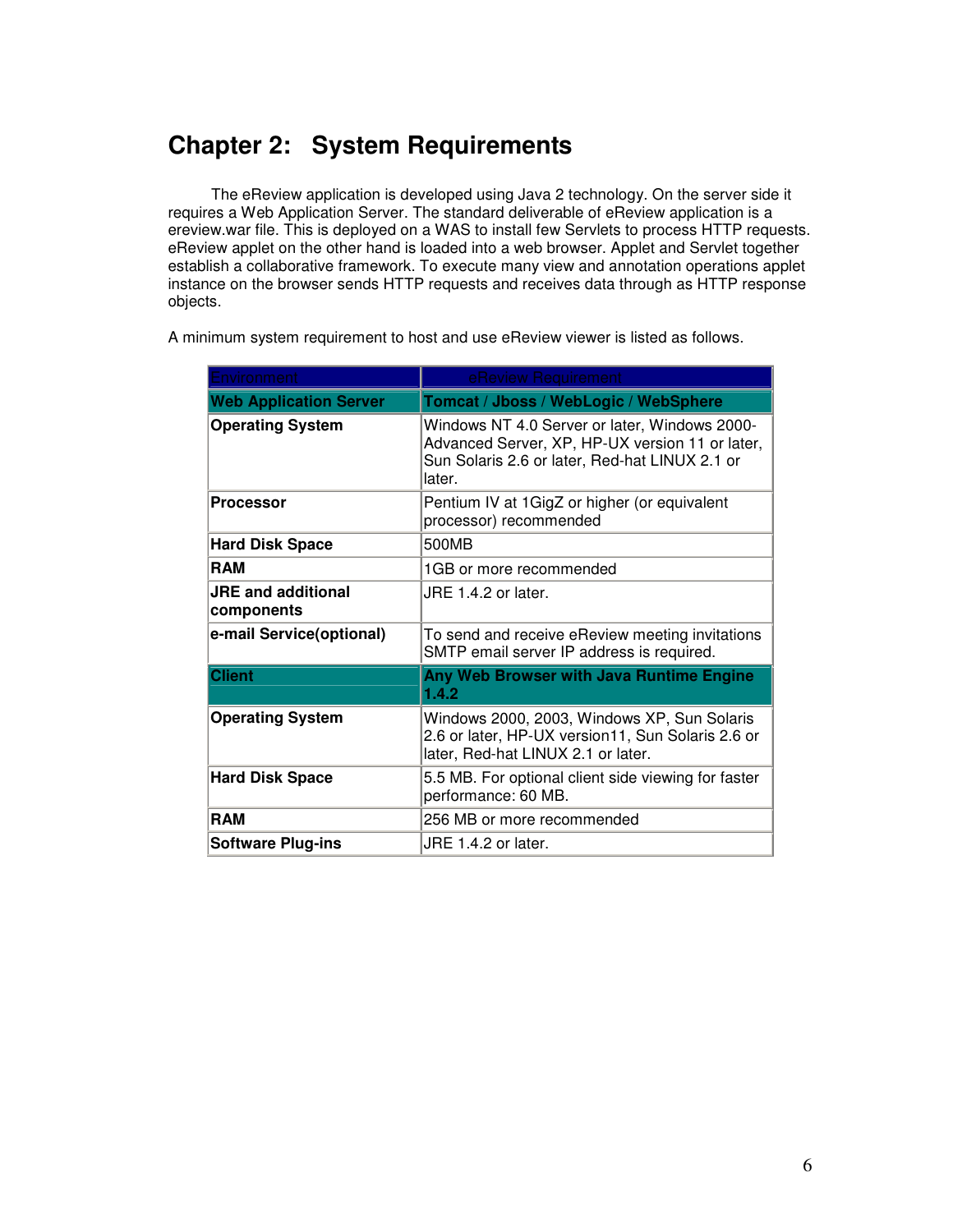# Chapter 2: System Requirements

The eReview application is developed using Java 2 technology. On the server side it requires a Web Application Server. The standard deliverable of eReview application is a ereview.war file. This is deployed on a WAS to install few Servlets to process HTTP requests. eReview applet on the other hand is loaded into a web browser. Applet and Servlet together establish a collaborative framework. To execute many view and annotation operations applet instance on the browser sends HTTP requests and receives data through as HTTP response objects.

A minimum system requirement to host and use eReview viewer is listed as follows.

| Environment | eReview Requirement |
|---|---|
| **Web Application Server** | **Tomcat / Jboss / WebLogic / WebSphere** |
| **Operating System** | Windows NT 4.0 Server or later, Windows 2000-Advanced Server, XP, HP-UX version 11 or later, Sun Solaris 2.6 or later, Red-hat LINUX 2.1 or later. |
| **Processor** | Pentium IV at 1GigZ or higher (or equivalent processor) recommended |
| **Hard Disk Space** | 500MB |
| **RAM** | 1GB or more recommended |
| **JRE and additional components** | JRE 1.4.2 or later. |
| **e-mail Service(optional)** | To send and receive eReview meeting invitations SMTP email server IP address is required. |
| **Client** | **Any Web Browser with Java Runtime Engine 1.4.2** |
| **Operating System** | Windows 2000, 2003, Windows XP, Sun Solaris 2.6 or later, HP-UX version11, Sun Solaris 2.6 or later, Red-hat LINUX 2.1 or later. |
| **Hard Disk Space** | 5.5 MB. For optional client side viewing for faster performance: 60 MB. |
| **RAM** | 256 MB or more recommended |
| **Software Plug-ins** | JRE 1.4.2 or later. |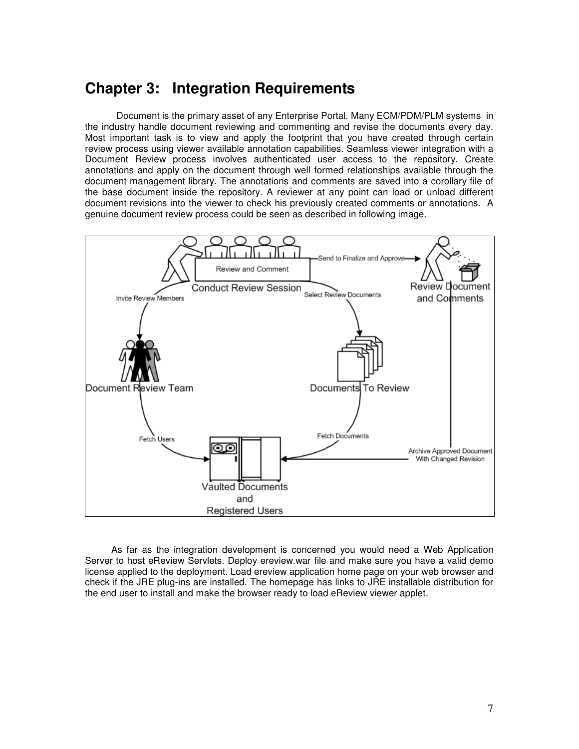# Chapter 3: Integration Requirements

Document is the primary asset of any Enterprise Portal. Many ECM/PDM/PLM systems in the industry handle document reviewing and commenting and revise the documents every day. Most important task is to view and apply the footprint that you have created through certain review process using viewer available annotation capabilities. Seamless viewer integration with a Document Review process involves authenticated user access to the repository. Create annotations and apply on the document through well formed relationships available through the document management library. The annotations and comments are saved into a corollary file of the base document inside the repository. A reviewer at any point can load or unload different document revisions into the viewer to check his previously created comments or annotations. A genuine document review process could be seen as described in following image.

As far as the integration development is concerned you would need a Web Application Server to host eReview Servlets. Deploy ereview.war file and make sure you have a valid demo license applied to the deployment. Load ereview application home page on your web browser and check if the JRE plug-ins are installed. The homepage has links to JRE installable distribution for the end user to install and make the browser ready to load eReview viewer applet.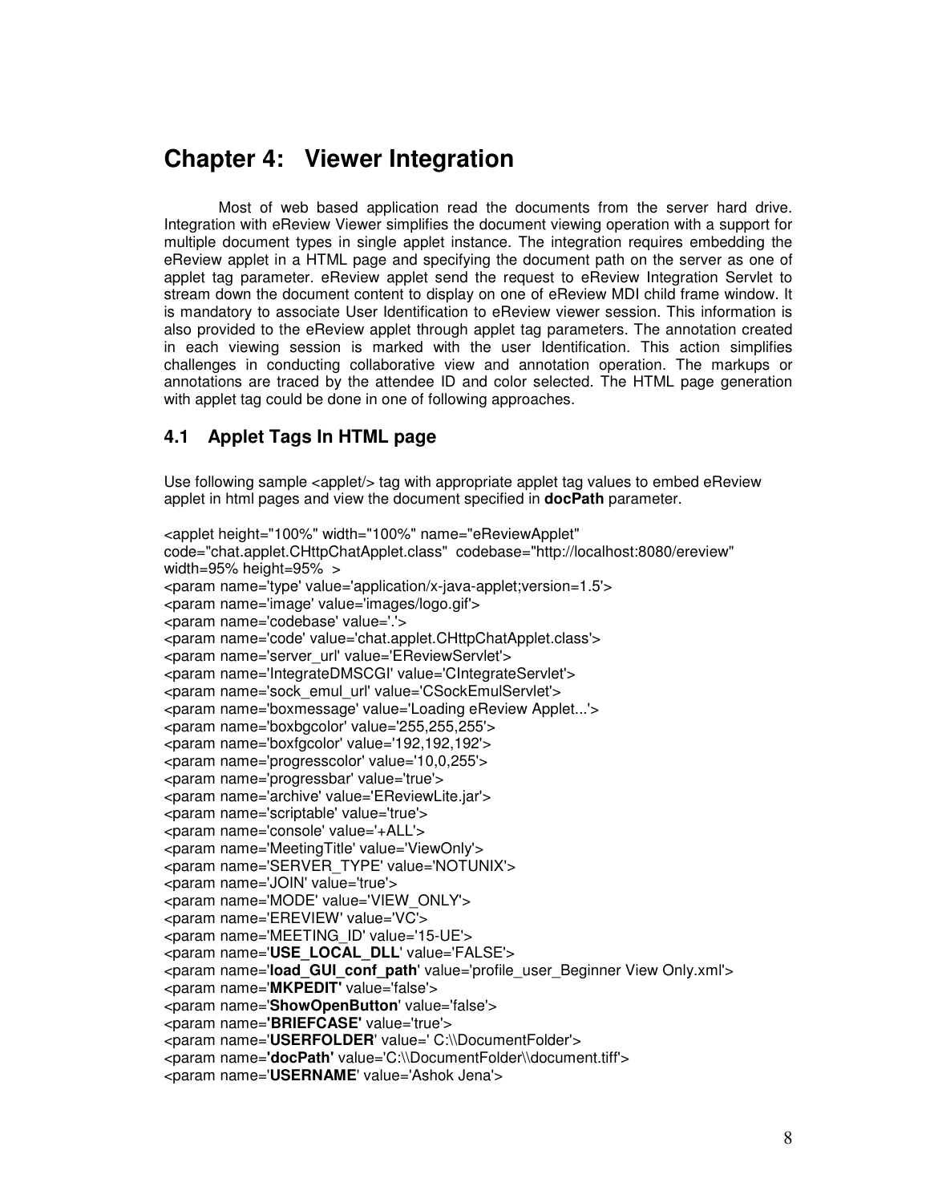# Chapter 4: Viewer Integration

Most of web based application read the documents from the server hard drive. Integration with eReview Viewer simplifies the document viewing operation with a support for multiple document types in single applet instance. The integration requires embedding the eReview applet in a HTML page and specifying the document path on the server as one of applet tag parameter. eReview applet send the request to eReview Integration Servlet to stream down the document content to display on one of eReview MDI child frame window. It is mandatory to associate User Identification to eReview viewer session. This information is also provided to the eReview applet through applet tag parameters. The annotation created in each viewing session is marked with the user Identification. This action simplifies challenges in conducting collaborative view and annotation operation. The markups or annotations are traced by the attendee ID and color selected. The HTML page generation with applet tag could be done in one of following approaches.

## 4.1 Applet Tags In HTML page

Use following sample <applet/> tag with appropriate applet tag values to embed eReview applet in html pages and view the document specified in **docPath** parameter.

```
<applet height="100%" width="100%" name="eReviewApplet"
code="chat.applet.CHttpChatApplet.class"  codebase="http://localhost:8080/ereview"
width=95% height=95%  >
<param name='type' value='application/x-java-applet;version=1.5'>
<param name='image' value='images/logo.gif'>
<param name='codebase' value='.'>
<param name='code' value='chat.applet.CHttpChatApplet.class'>
<param name='server_url' value='EReviewServlet'>
<param name='IntegrateDMSCGI' value='CIntegrateServlet'>
<param name='sock_emul_url' value='CSockEmulServlet'>
<param name='boxmessage' value='Loading eReview Applet...'>
<param name='boxbgcolor' value='255,255,255'>
<param name='boxfgcolor' value='192,192,192'>
<param name='progresscolor' value='10,0,255'>
<param name='progressbar' value='true'>
<param name='archive' value='EReviewLite.jar'>
<param name='scriptable' value='true'>
<param name='console' value='+ALL'>
<param name='MeetingTitle' value='ViewOnly'>
<param name='SERVER_TYPE' value='NOTUNIX'>
<param name='JOIN' value='true'>
<param name='MODE' value='VIEW_ONLY'>
<param name='EREVIEW' value='VC'>
<param name='MEETING_ID' value='15-UE'>
<param name='USE_LOCAL_DLL' value='FALSE'>
<param name='load_GUI_conf_path' value='profile_user_Beginner View Only.xml'>
<param name='MKPEDIT' value='false'>
<param name='ShowOpenButton' value='false'>
<param name='BRIEFCASE' value='true'>
<param name='USERFOLDER' value=' C:\\DocumentFolder'>
<param name='docPath' value='C:\\DocumentFolder\\document.tiff'>
<param name='USERNAME' value='Ashok Jena'>
```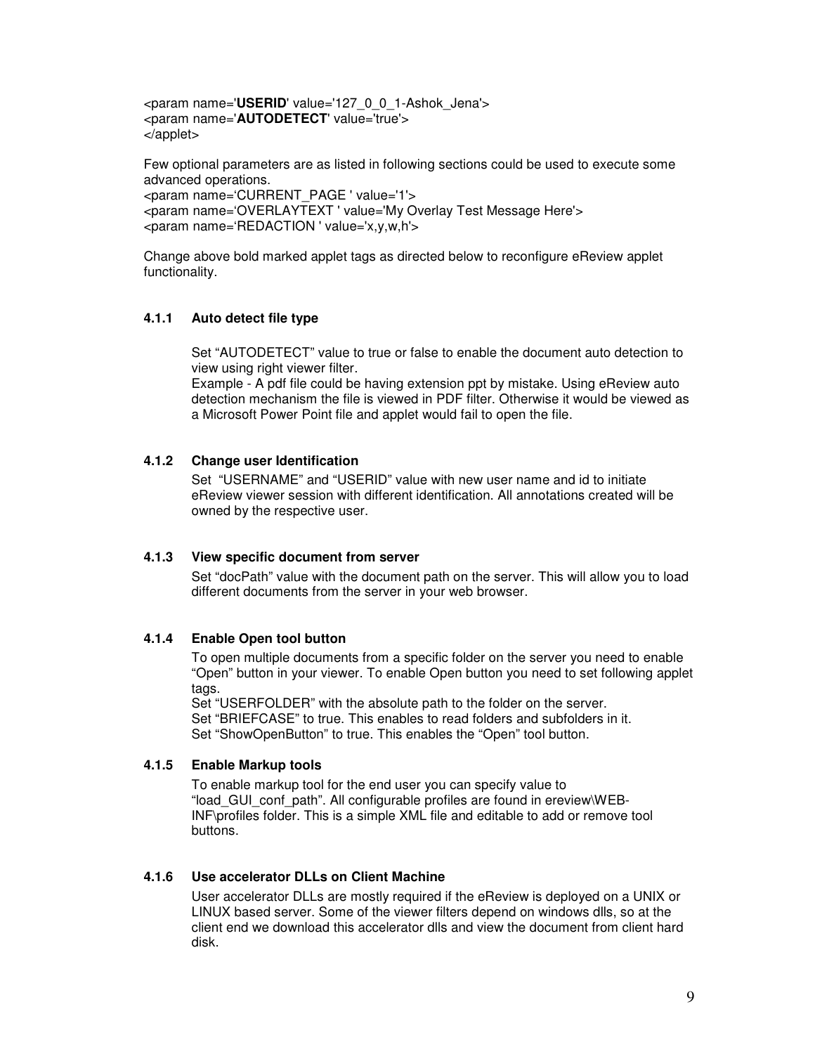<param name='**USERID**' value='127_0_0_1-Ashok_Jena'>
<param name='**AUTODETECT**' value='true'>
</applet>

Few optional parameters are as listed in following sections could be used to execute some advanced operations.
<param name='CURRENT_PAGE ' value='1'>
<param name='OVERLAYTEXT ' value='My Overlay Test Message Here'>
<param name='REDACTION ' value='x,y,w,h'>

Change above bold marked applet tags as directed below to reconfigure eReview applet functionality.

### 4.1.1 Auto detect file type

Set "AUTODETECT" value to true or false to enable the document auto detection to view using right viewer filter.
Example - A pdf file could be having extension ppt by mistake. Using eReview auto detection mechanism the file is viewed in PDF filter. Otherwise it would be viewed as a Microsoft Power Point file and applet would fail to open the file.

### 4.1.2 Change user Identification

Set "USERNAME" and "USERID" value with new user name and id to initiate eReview viewer session with different identification. All annotations created will be owned by the respective user.

### 4.1.3 View specific document from server

Set "docPath" value with the document path on the server. This will allow you to load different documents from the server in your web browser.

### 4.1.4 Enable Open tool button

To open multiple documents from a specific folder on the server you need to enable "Open" button in your viewer. To enable Open button you need to set following applet tags.
Set "USERFOLDER" with the absolute path to the folder on the server.
Set "BRIEFCASE" to true. This enables to read folders and subfolders in it.
Set "ShowOpenButton" to true. This enables the "Open" tool button.

### 4.1.5 Enable Markup tools

To enable markup tool for the end user you can specify value to "load_GUI_conf_path". All configurable profiles are found in ereview\WEB-INF\profiles folder. This is a simple XML file and editable to add or remove tool buttons.

### 4.1.6 Use accelerator DLLs on Client Machine

User accelerator DLLs are mostly required if the eReview is deployed on a UNIX or LINUX based server. Some of the viewer filters depend on windows dlls, so at the client end we download this accelerator dlls and view the document from client hard disk.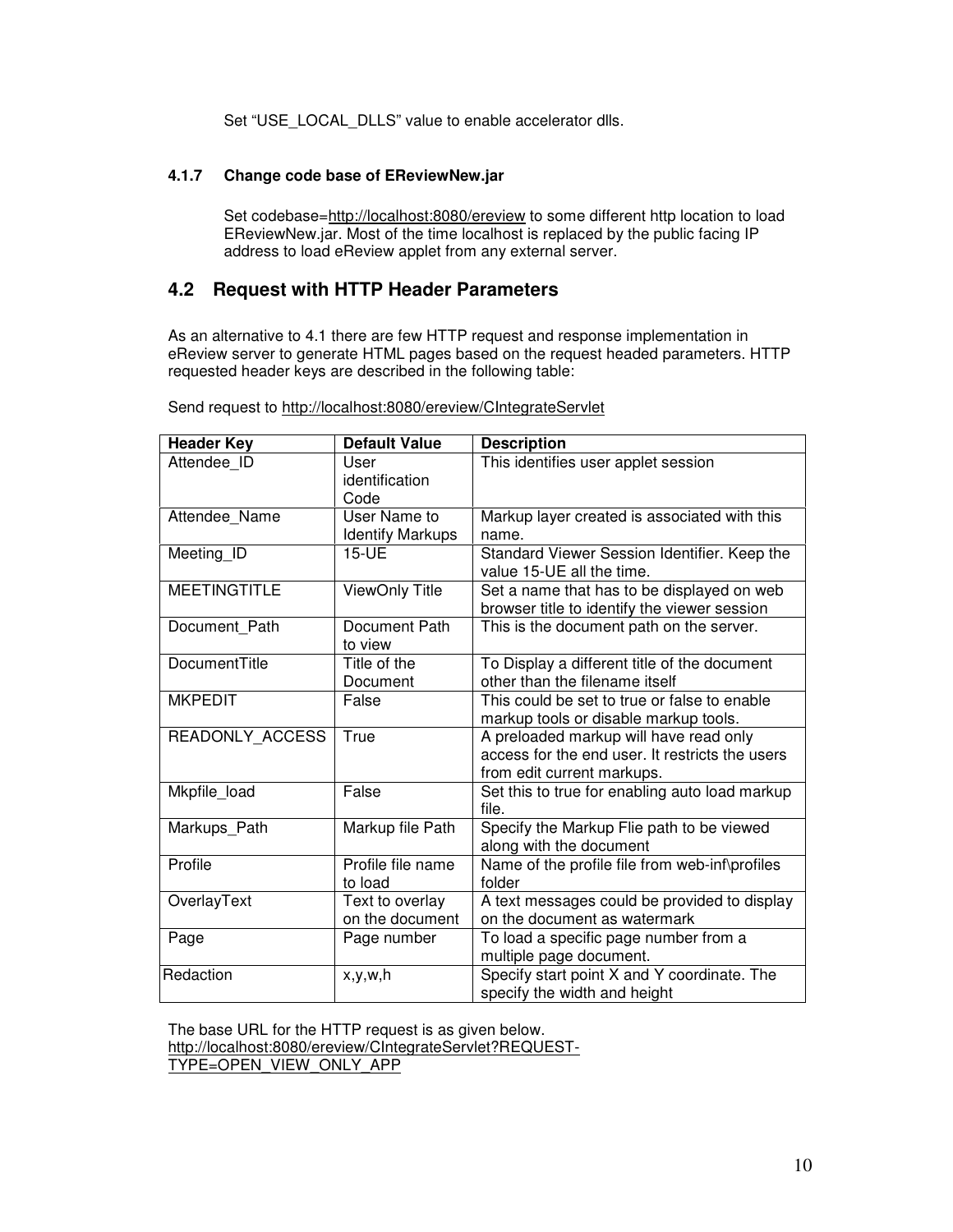Set “USE_LOCAL_DLLS” value to enable accelerator dlls.

#### 4.1.7 Change code base of EReviewNew.jar

Set codebase=http://localhost:8080/ereview to some different http location to load EReviewNew.jar. Most of the time localhost is replaced by the public facing IP address to load eReview applet from any external server.

## 4.2 Request with HTTP Header Parameters

As an alternative to 4.1 there are few HTTP request and response implementation in eReview server to generate HTML pages based on the request headed parameters. HTTP requested header keys are described in the following table:

Send request to http://localhost:8080/ereview/CIntegrateServlet

| Header Key | Default Value | Description |
|---|---|---|
| Attendee_ID | User identification Code | This identifies user applet session |
| Attendee_Name | User Name to Identify Markups | Markup layer created is associated with this name. |
| Meeting_ID | 15-UE | Standard Viewer Session Identifier. Keep the value 15-UE all the time. |
| MEETINGTITLE | ViewOnly Title | Set a name that has to be displayed on web browser title to identify the viewer session |
| Document_Path | Document Path to view | This is the document path on the server. |
| DocumentTitle | Title of the Document | To Display a different title of the document other than the filename itself |
| MKPEDIT | False | This could be set to true or false to enable markup tools or disable markup tools. |
| READONLY_ACCESS | True | A preloaded markup will have read only access for the end user. It restricts the users from edit current markups. |
| Mkpfile_load | False | Set this to true for enabling auto load markup file. |
| Markups_Path | Markup file Path | Specify the Markup Flie path to be viewed along with the document |
| Profile | Profile file name to load | Name of the profile file from web-inf\profiles folder |
| OverlayText | Text to overlay on the document | A text messages could be provided to display on the document as watermark |
| Page | Page number | To load a specific page number from a multiple page document. |
| Redaction | x,y,w,h | Specify start point X and Y coordinate. The specify the width and height |

The base URL for the HTTP request is as given below.
http://localhost:8080/ereview/CIntegrateServlet?REQUEST-TYPE=OPEN_VIEW_ONLY_APP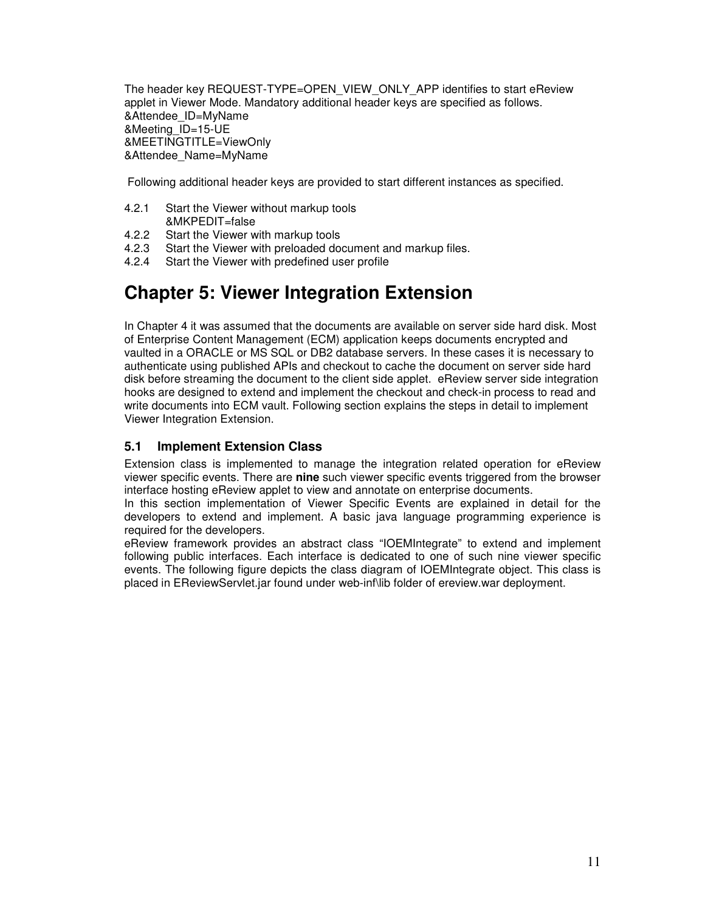The header key REQUEST-TYPE=OPEN_VIEW_ONLY_APP identifies to start eReview applet in Viewer Mode. Mandatory additional header keys are specified as follows.
&Attendee_ID=MyName
&Meeting_ID=15-UE
&MEETINGTITLE=ViewOnly
&Attendee_Name=MyName

Following additional header keys are provided to start different instances as specified.

4.2.1 Start the Viewer without markup tools
&MKPEDIT=false
4.2.2 Start the Viewer with markup tools
4.2.3 Start the Viewer with preloaded document and markup files.
4.2.4 Start the Viewer with predefined user profile

# Chapter 5: Viewer Integration Extension

In Chapter 4 it was assumed that the documents are available on server side hard disk. Most of Enterprise Content Management (ECM) application keeps documents encrypted and vaulted in a ORACLE or MS SQL or DB2 database servers. In these cases it is necessary to authenticate using published APIs and checkout to cache the document on server side hard disk before streaming the document to the client side applet. eReview server side integration hooks are designed to extend and implement the checkout and check-in process to read and write documents into ECM vault. Following section explains the steps in detail to implement Viewer Integration Extension.

## 5.1 Implement Extension Class

Extension class is implemented to manage the integration related operation for eReview viewer specific events. There are **nine** such viewer specific events triggered from the browser interface hosting eReview applet to view and annotate on enterprise documents.
In this section implementation of Viewer Specific Events are explained in detail for the developers to extend and implement. A basic java language programming experience is required for the developers.
eReview framework provides an abstract class “IOEMIntegrate” to extend and implement following public interfaces. Each interface is dedicated to one of such nine viewer specific events. The following figure depicts the class diagram of IOEMIntegrate object. This class is placed in EReviewServlet.jar found under web-inf\lib folder of ereview.war deployment.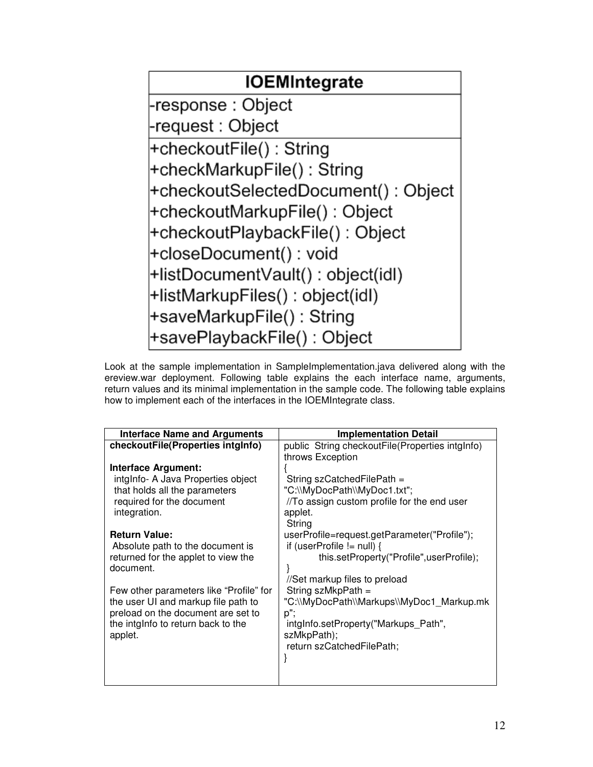| IOEMIntegrate |
|---|
| -response : Object<br>-request : Object |
| +checkoutFile() : String<br>+checkMarkupFile() : String<br>+checkoutSelectedDocument() : Object<br>+checkoutMarkupFile() : Object<br>+checkoutPlaybackFile() : Object<br>+closeDocument() : void<br>+listDocumentVault() : object(idl)<br>+listMarkupFiles() : object(idl)<br>+saveMarkupFile() : String<br>+savePlaybackFile() : Object |

Look at the sample implementation in SampleImplementation.java delivered along with the ereview.war deployment. Following table explains the each interface name, arguments, return values and its minimal implementation in the sample code. The following table explains how to implement each of the interfaces in the IOEMIntegrate class.

| Interface Name and Arguments | Implementation Detail |
|---|---|
| **checkoutFile(Properties intgInfo)**<br><br>**Interface Argument:**<br>intgInfo- A Java Properties object that holds all the parameters required for the document integration.<br><br>**Return Value:**<br>Absolute path to the document is returned for the applet to view the document.<br><br>Few other parameters like "Profile" for the user UI and markup file path to preload on the document are set to the intgInfo to return back to the applet. | public String checkoutFile(Properties intgInfo) throws Exception<br>{<br>String szCatchedFilePath = "C:\\\\MyDocPath\\\\MyDoc1.txt";<br>//To assign custom profile for the end user applet.<br>String userProfile=request.getParameter("Profile");<br>if (userProfile != null) {<br>this.setProperty("Profile",userProfile);<br>}<br>//Set markup files to preload<br>String szMkpPath = "C:\\\\MyDocPath\\\\Markups\\\\MyDoc1_Markup.mkp";<br>intgInfo.setProperty("Markups_Path", szMkpPath);<br>return szCatchedFilePath;<br>} |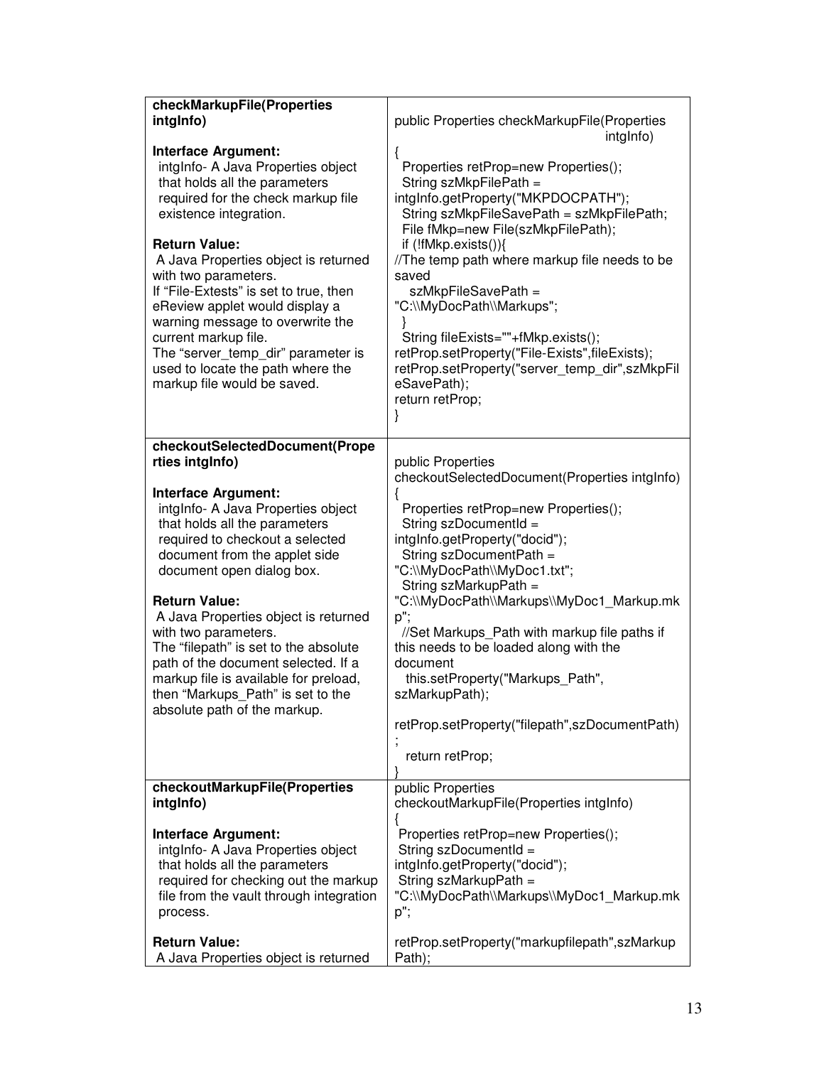| | |
|---|---|
| **checkMarkupFile(Properties intgInfo)**<br><br>**Interface Argument:**<br>intgInfo- A Java Properties object that holds all the parameters required for the check markup file existence integration.<br><br>**Return Value:**<br>A Java Properties object is returned with two parameters.<br>If "File-Extests" is set to true, then eReview applet would display a warning message to overwrite the current markup file.<br>The "server_temp_dir" parameter is used to locate the path where the markup file would be saved. | <pre>public Properties checkMarkupFile(Properties<br>                              intgInfo)<br>{<br>  Properties retProp=new Properties();<br>  String szMkpFilePath =<br>intgInfo.getProperty("MKPDOCPATH");<br>  String szMkpFileSavePath = szMkpFilePath;<br>  File fMkp=new File(szMkpFilePath);<br>  if (!fMkp.exists()){<br>//The temp path where markup file needs to be<br>saved<br>    szMkpFileSavePath =<br>"C:\\MyDocPath\\Markups";<br>  }<br>  String fileExists=""+fMkp.exists();<br>retProp.setProperty("File-Exists",fileExists);<br>retProp.setProperty("server_temp_dir",szMkpFil<br>eSavePath);<br>return retProp;<br>}</pre> |
| **checkoutSelectedDocument(Properties intgInfo)**<br><br>**Interface Argument:**<br>intgInfo- A Java Properties object that holds all the parameters required to checkout a selected document from the applet side document open dialog box.<br><br>**Return Value:**<br>A Java Properties object is returned with two parameters.<br>The "filepath" is set to the absolute path of the document selected. If a markup file is available for preload, then "Markups_Path" is set to the absolute path of the markup. | <pre>public Properties<br>checkoutSelectedDocument(Properties intgInfo)<br>{<br>  Properties retProp=new Properties();<br>  String szDocumentId =<br>intgInfo.getProperty("docid");<br>  String szDocumentPath =<br>"C:\\MyDocPath\\MyDoc1.txt";<br>  String szMarkupPath =<br>"C:\\MyDocPath\\Markups\\MyDoc1_Markup.mk<br>p";<br>  //Set Markups_Path with markup file paths if<br>this needs to be loaded along with the<br>document<br>   this.setProperty("Markups_Path",<br>szMarkupPath);<br><br>retProp.setProperty("filepath",szDocumentPath)<br>;<br>   return retProp;<br>}</pre> |
| **checkoutMarkupFile(Properties intgInfo)**<br><br>**Interface Argument:**<br>intgInfo- A Java Properties object that holds all the parameters required for checking out the markup file from the vault through integration process.<br><br>**Return Value:**<br>A Java Properties object is returned | <pre>public Properties<br>checkoutMarkupFile(Properties intgInfo)<br>{<br> Properties retProp=new Properties();<br> String szDocumentId =<br>intgInfo.getProperty("docid");<br> String szMarkupPath =<br>"C:\\MyDocPath\\Markups\\MyDoc1_Markup.mk<br>p";<br><br>retProp.setProperty("markupfilepath",szMarkup<br>Path);</pre> |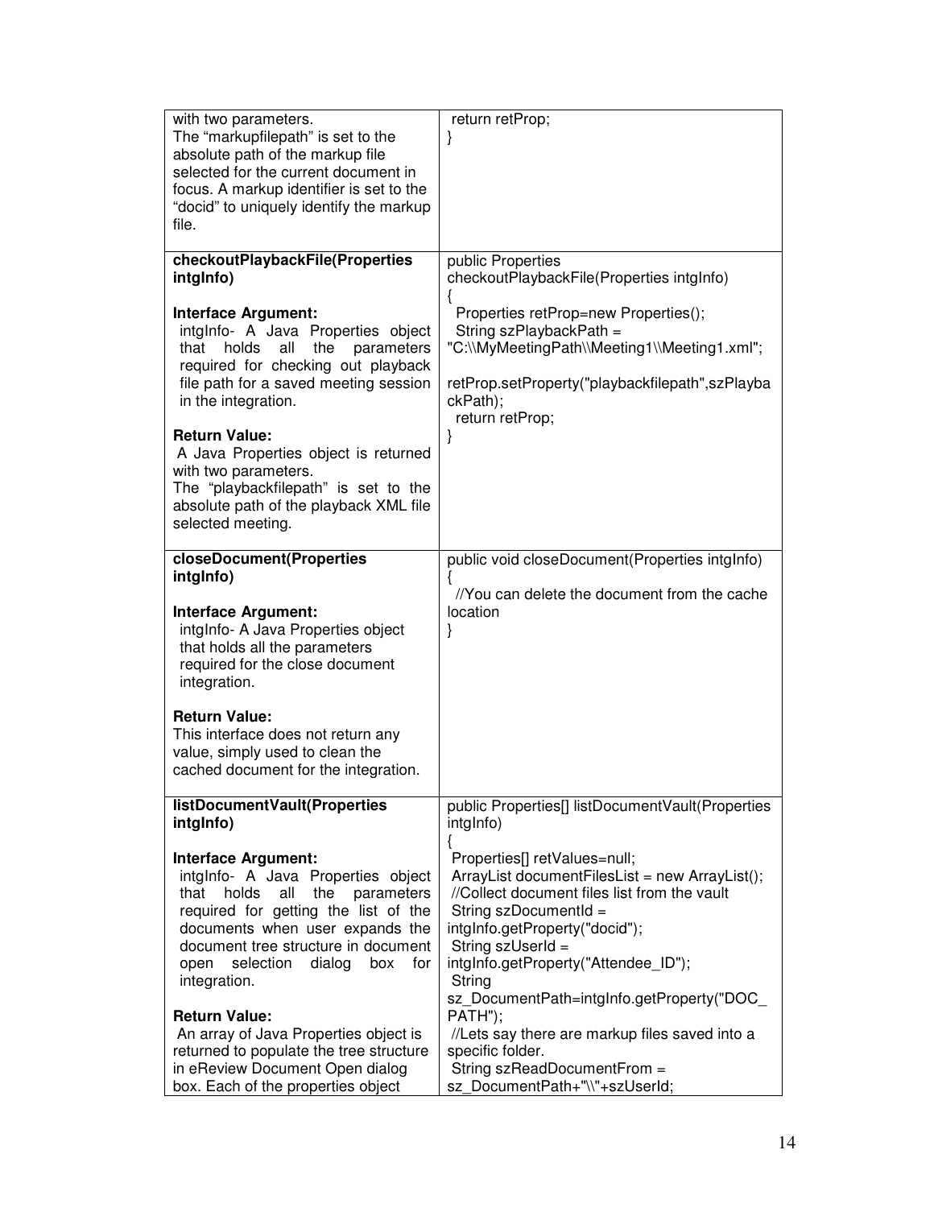| | |
|---|---|
| with two parameters.<br>The "markupfilepath" is set to the absolute path of the markup file selected for the current document in focus. A markup identifier is set to the "docid" to uniquely identify the markup file. | return retProp;<br>} |
| **checkoutPlaybackFile(Properties intgInfo)**<br><br>**Interface Argument:**<br>intgInfo- A Java Properties object that holds all the parameters required for checking out playback file path for a saved meeting session in the integration.<br><br>**Return Value:**<br>A Java Properties object is returned with two parameters.<br>The "playbackfilepath" is set to the absolute path of the playback XML file selected meeting. | public Properties checkoutPlaybackFile(Properties intgInfo)<br>{<br>Properties retProp=new Properties();<br>String szPlaybackPath = "C:\\MyMeetingPath\\Meeting1\\Meeting1.xml";<br><br>retProp.setProperty("playbackfilepath",szPlaybackPath);<br>return retProp;<br>} |
| **closeDocument(Properties intgInfo)**<br><br>**Interface Argument:**<br>intgInfo- A Java Properties object that holds all the parameters required for the close document integration.<br><br>**Return Value:**<br>This interface does not return any value, simply used to clean the cached document for the integration. | public void closeDocument(Properties intgInfo)<br>{<br>//You can delete the document from the cache location<br>} |
| **listDocumentVault(Properties intgInfo)**<br><br>**Interface Argument:**<br>intgInfo- A Java Properties object that holds all the parameters required for getting the list of the documents when user expands the document tree structure in document open selection dialog box for integration.<br><br>**Return Value:**<br>An array of Java Properties object is returned to populate the tree structure in eReview Document Open dialog box. Each of the properties object | public Properties[] listDocumentVault(Properties intgInfo)<br>{<br>Properties[] retValues=null;<br>ArrayList documentFilesList = new ArrayList();<br>//Collect document files list from the vault<br>String szDocumentId = intgInfo.getProperty("docid");<br>String szUserId = intgInfo.getProperty("Attendee_ID");<br>String sz_DocumentPath=intgInfo.getProperty("DOC_PATH");<br>//Lets say there are markup files saved into a specific folder.<br>String szReadDocumentFrom = sz_DocumentPath+"\\"+szUserId; |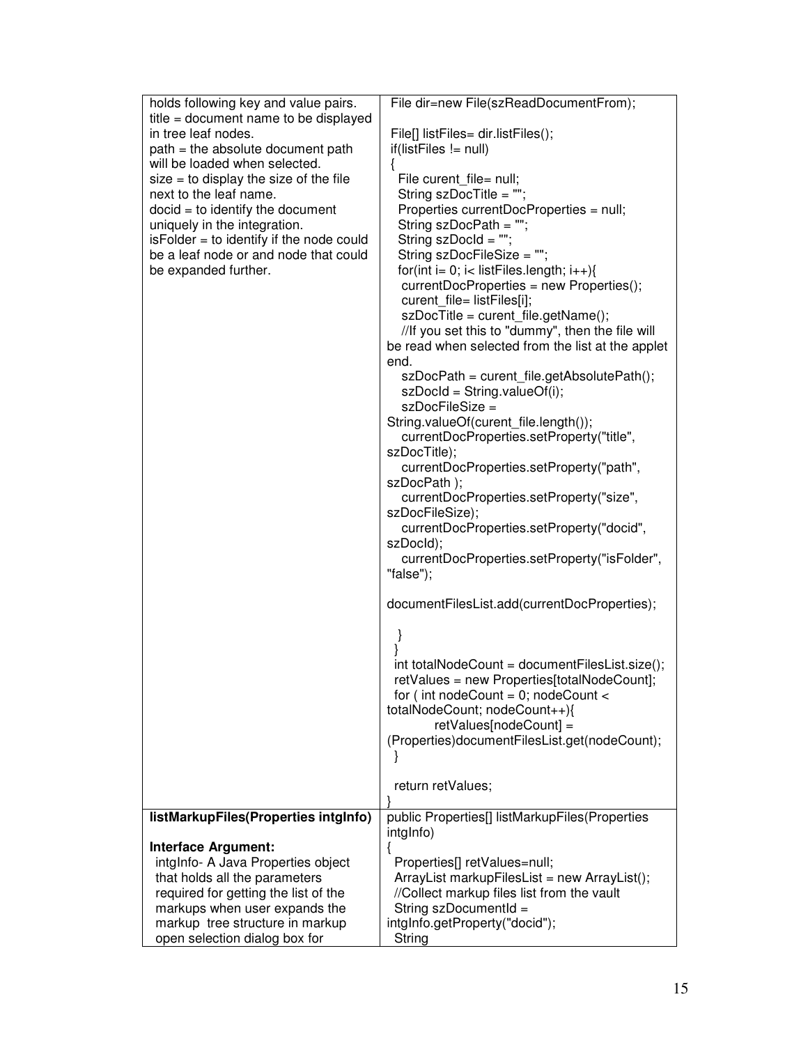| | |
|---|---|
| holds following key and value pairs.<br>title = document name to be displayed in tree leaf nodes.<br>path = the absolute document path will be loaded when selected.<br>size = to display the size of the file next to the leaf name.<br>docid = to identify the document uniquely in the integration.<br>isFolder = to identify if the node could be a leaf node or and node that could be expanded further. | <pre>File dir=new File(szReadDocumentFrom);<br><br>File[] listFiles= dir.listFiles();<br>if(listFiles != null)<br>{<br>  File curent_file= null;<br>  String szDocTitle = "";<br>  Properties currentDocProperties = null;<br>  String szDocPath = "";<br>  String szDocId = "";<br>  String szDocFileSize = "";<br>  for(int i= 0; i< listFiles.length; i++){<br>   currentDocProperties = new Properties();<br>   curent_file= listFiles[i];<br>   szDocTitle = curent_file.getName();<br>   //If you set this to "dummy", then the file will be read when selected from the list at the applet end.<br>   szDocPath = curent_file.getAbsolutePath();<br>   szDocId = String.valueOf(i);<br>   szDocFileSize = String.valueOf(curent_file.length());<br>   currentDocProperties.setProperty("title", szDocTitle);<br>   currentDocProperties.setProperty("path", szDocPath );<br>   currentDocProperties.setProperty("size", szDocFileSize);<br>   currentDocProperties.setProperty("docid", szDocId);<br>   currentDocProperties.setProperty("isFolder", "false");<br><br>documentFilesList.add(currentDocProperties);<br><br>  }<br> }<br> int totalNodeCount = documentFilesList.size();<br> retValues = new Properties[totalNodeCount];<br> for ( int nodeCount = 0; nodeCount < totalNodeCount; nodeCount++){<br>     retValues[nodeCount] = (Properties)documentFilesList.get(nodeCount);<br> }<br><br> return retValues;<br>}</pre> |
| **listMarkupFiles(Properties intgInfo)**<br><br>**Interface Argument:**<br>intgInfo- A Java Properties object that holds all the parameters required for getting the list of the markups when user expands the markup tree structure in markup open selection dialog box for | <pre>public Properties[] listMarkupFiles(Properties intgInfo)<br>{<br> Properties[] retValues=null;<br> ArrayList markupFilesList = new ArrayList();<br> //Collect markup files list from the vault<br> String szDocumentId = intgInfo.getProperty("docid");<br> String</pre> |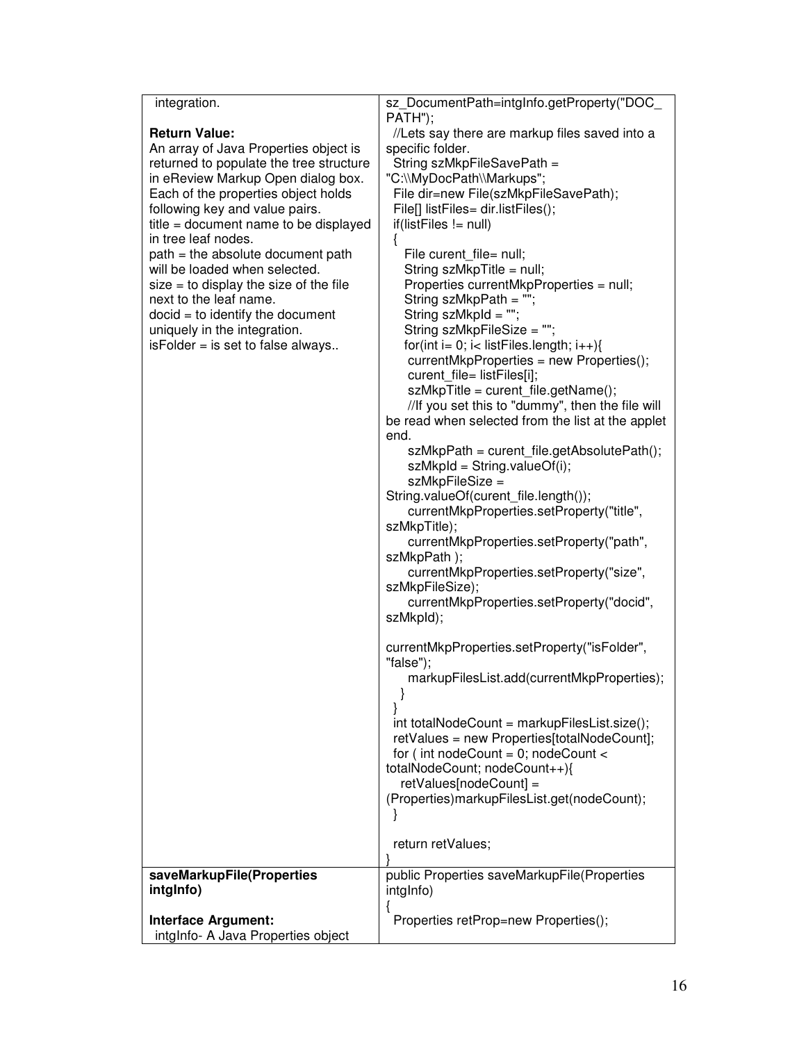| | |
|---|---|
| integration.<br><br>**Return Value:**<br>An array of Java Properties object is returned to populate the tree structure in eReview Markup Open dialog box. Each of the properties object holds following key and value pairs.<br>title = document name to be displayed in tree leaf nodes.<br>path = the absolute document path will be loaded when selected.<br>size = to display the size of the file next to the leaf name.<br>docid = to identify the document uniquely in the integration.<br>isFolder = is set to false always.. | <pre>sz_DocumentPath=intgInfo.getProperty("DOC_PATH");<br>  //Lets say there are markup files saved into a specific folder.<br>  String szMkpFileSavePath = "C:\\MyDocPath\\Markups";<br>  File dir=new File(szMkpFileSavePath);<br>  File[] listFiles= dir.listFiles();<br>  if(listFiles != null)<br>  {<br>    File curent_file= null;<br>    String szMkpTitle = null;<br>    Properties currentMkpProperties = null;<br>    String szMkpPath = "";<br>    String szMkpId = "";<br>    String szMkpFileSize = "";<br>    for(int i= 0; i< listFiles.length; i++){<br>     currentMkpProperties = new Properties();<br>     curent_file= listFiles[i];<br>     szMkpTitle = curent_file.getName();<br>     //If you set this to "dummy", then the file will be read when selected from the list at the applet end.<br>     szMkpPath = curent_file.getAbsolutePath();<br>     szMkpId = String.valueOf(i);<br>     szMkpFileSize = String.valueOf(curent_file.length());<br>     currentMkpProperties.setProperty("title", szMkpTitle);<br>     currentMkpProperties.setProperty("path", szMkpPath );<br>     currentMkpProperties.setProperty("size", szMkpFileSize);<br>     currentMkpProperties.setProperty("docid", szMkpId);<br><br>currentMkpProperties.setProperty("isFolder", "false");<br>     markupFilesList.add(currentMkpProperties);<br>    }<br>  }<br>  int totalNodeCount = markupFilesList.size();<br>  retValues = new Properties[totalNodeCount];<br>  for ( int nodeCount = 0; nodeCount < totalNodeCount; nodeCount++){<br>   retValues[nodeCount] = (Properties)markupFilesList.get(nodeCount);<br>  }<br><br>  return retValues;<br>}</pre> |
| **saveMarkupFile(Properties intgInfo)**<br><br>**Interface Argument:**<br>intgInfo- A Java Properties object | <pre>public Properties saveMarkupFile(Properties intgInfo)<br>{<br>  Properties retProp=new Properties();</pre> |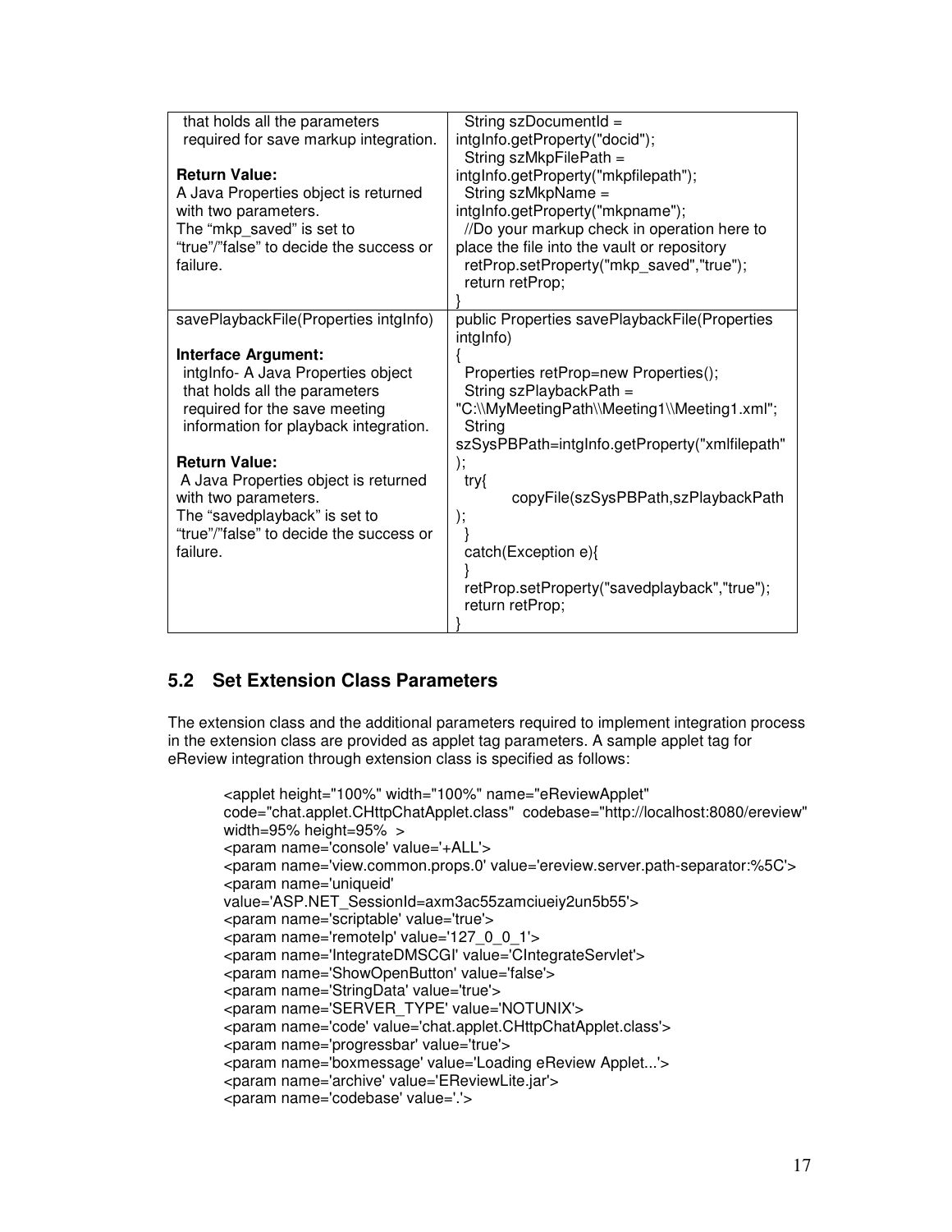| | |
|---|---|
| that holds all the parameters required for save markup integration.<br><br>**Return Value:**<br>A Java Properties object is returned with two parameters.<br>The "mkp_saved" is set to "true"/"false" to decide the success or failure. | String szDocumentId = intgInfo.getProperty("docid");<br>String szMkpFilePath = intgInfo.getProperty("mkpfilepath");<br>String szMkpName = intgInfo.getProperty("mkpname");<br>//Do your markup check in operation here to place the file into the vault or repository<br>retProp.setProperty("mkp_saved","true");<br>return retProp;<br>} |
| savePlaybackFile(Properties intgInfo)<br><br>**Interface Argument:**<br>intgInfo- A Java Properties object that holds all the parameters required for the save meeting information for playback integration.<br><br>**Return Value:**<br>A Java Properties object is returned with two parameters.<br>The "savedplayback" is set to "true"/"false" to decide the success or failure. | public Properties savePlaybackFile(Properties intgInfo)<br>{<br>Properties retProp=new Properties();<br>String szPlaybackPath = "C:\\\\MyMeetingPath\\\\Meeting1\\\\Meeting1.xml";<br>String szSysPBPath=intgInfo.getProperty("xmlfilepath");<br>try{<br>copyFile(szSysPBPath,szPlaybackPath);<br>}<br>catch(Exception e){<br>}<br>retProp.setProperty("savedplayback","true");<br>return retProp;<br>} |

## 5.2 Set Extension Class Parameters

The extension class and the additional parameters required to implement integration process in the extension class are provided as applet tag parameters. A sample applet tag for eReview integration through extension class is specified as follows:

```
<applet height="100%" width="100%" name="eReviewApplet"
code="chat.applet.CHttpChatApplet.class"  codebase="http://localhost:8080/ereview"
width=95% height=95%  >
<param name='console' value='+ALL'>
<param name='view.common.props.0' value='ereview.server.path-separator:%5C'>
<param name='uniqueid'
value='ASP.NET_SessionId=axm3ac55zamciueiy2un5b55'>
<param name='scriptable' value='true'>
<param name='remoteIp' value='127_0_0_1'>
<param name='IntegrateDMSCGI' value='CIntegrateServlet'>
<param name='ShowOpenButton' value='false'>
<param name='StringData' value='true'>
<param name='SERVER_TYPE' value='NOTUNIX'>
<param name='code' value='chat.applet.CHttpChatApplet.class'>
<param name='progressbar' value='true'>
<param name='boxmessage' value='Loading eReview Applet...'>
<param name='archive' value='EReviewLite.jar'>
<param name='codebase' value='.'>
```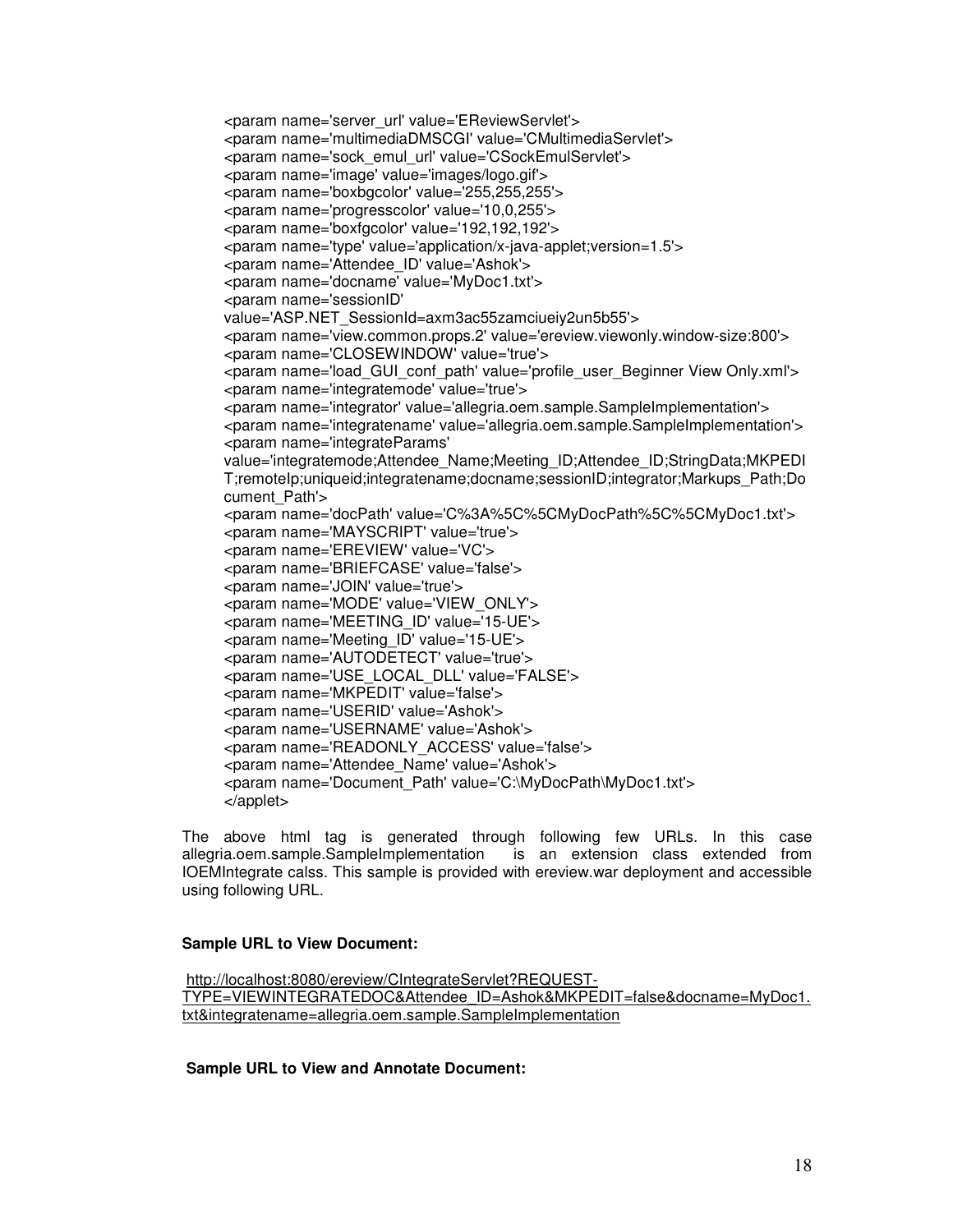```
<param name='server_url' value='EReviewServlet'>
<param name='multimediaDMSCGI' value='CMultimediaServlet'>
<param name='sock_emul_url' value='CSockEmulServlet'>
<param name='image' value='images/logo.gif'>
<param name='boxbgcolor' value='255,255,255'>
<param name='progresscolor' value='10,0,255'>
<param name='boxfgcolor' value='192,192,192'>
<param name='type' value='application/x-java-applet;version=1.5'>
<param name='Attendee_ID' value='Ashok'>
<param name='docname' value='MyDoc1.txt'>
<param name='sessionID'
value='ASP.NET_SessionId=axm3ac55zamciueiy2un5b55'>
<param name='view.common.props.2' value='ereview.viewonly.window-size:800'>
<param name='CLOSEWINDOW' value='true'>
<param name='load_GUI_conf_path' value='profile_user_Beginner View Only.xml'>
<param name='integratemode' value='true'>
<param name='integrator' value='allegria.oem.sample.SampleImplementation'>
<param name='integratename' value='allegria.oem.sample.SampleImplementation'>
<param name='integrateParams'
value='integratemode;Attendee_Name;Meeting_ID;Attendee_ID;StringData;MKPEDIT;remoteIp;uniqueid;integratename;docname;sessionID;integrator;Markups_Path;Document_Path'>
<param name='docPath' value='C%3A%5C%5CMyDocPath%5C%5CMyDoc1.txt'>
<param name='MAYSCRIPT' value='true'>
<param name='EREVIEW' value='VC'>
<param name='BRIEFCASE' value='false'>
<param name='JOIN' value='true'>
<param name='MODE' value='VIEW_ONLY'>
<param name='MEETING_ID' value='15-UE'>
<param name='Meeting_ID' value='15-UE'>
<param name='AUTODETECT' value='true'>
<param name='USE_LOCAL_DLL' value='FALSE'>
<param name='MKPEDIT' value='false'>
<param name='USERID' value='Ashok'>
<param name='USERNAME' value='Ashok'>
<param name='READONLY_ACCESS' value='false'>
<param name='Attendee_Name' value='Ashok'>
<param name='Document_Path' value='C:\MyDocPath\MyDoc1.txt'>
</applet>
```

The above html tag is generated through following few URLs. In this case allegria.oem.sample.SampleImplementation is an extension class extended from IOEMIntegrate calss. This sample is provided with ereview.war deployment and accessible using following URL.

**Sample URL to View Document:**

http://localhost:8080/ereview/CIntegrateServlet?REQUEST-TYPE=VIEWINTEGRATEDOC&Attendee_ID=Ashok&MKPEDIT=false&docname=MyDoc1.txt&integratename=allegria.oem.sample.SampleImplementation

**Sample URL to View and Annotate Document:**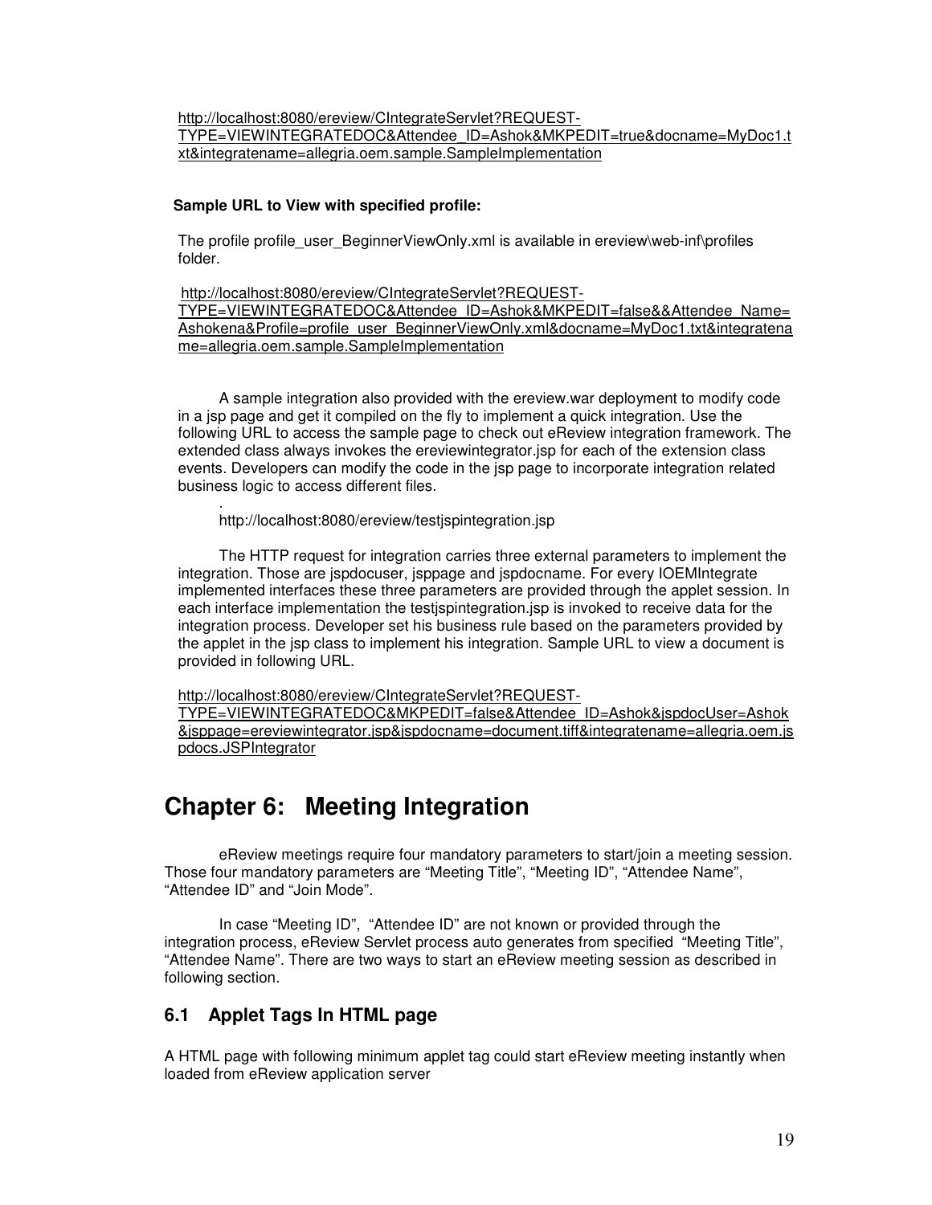http://localhost:8080/ereview/CIntegrateServlet?REQUEST-TYPE=VIEWINTEGRATEDOC&Attendee_ID=Ashok&MKPEDIT=true&docname=MyDoc1.txt&integratename=allegria.oem.sample.SampleImplementation

**Sample URL to View with specified profile:**

The profile profile_user_BeginnerViewOnly.xml is available in ereview\web-inf\profiles folder.

http://localhost:8080/ereview/CIntegrateServlet?REQUEST-TYPE=VIEWINTEGRATEDOC&Attendee_ID=Ashok&MKPEDIT=false&&Attendee_Name=Ashokena&Profile=profile_user_BeginnerViewOnly.xml&docname=MyDoc1.txt&integratename=allegria.oem.sample.SampleImplementation

A sample integration also provided with the ereview.war deployment to modify code in a jsp page and get it compiled on the fly to implement a quick integration. Use the following URL to access the sample page to check out eReview integration framework. The extended class always invokes the ereviewintegrator.jsp for each of the extension class events. Developers can modify the code in the jsp page to incorporate integration related business logic to access different files.

.

http://localhost:8080/ereview/testjspintegration.jsp

The HTTP request for integration carries three external parameters to implement the integration. Those are jspdocuser, jsppage and jspdocname. For every IOEMIntegrate implemented interfaces these three parameters are provided through the applet session. In each interface implementation the testjspintegration.jsp is invoked to receive data for the integration process. Developer set his business rule based on the parameters provided by the applet in the jsp class to implement his integration. Sample URL to view a document is provided in following URL.

http://localhost:8080/ereview/CIntegrateServlet?REQUEST-TYPE=VIEWINTEGRATEDOC&MKPEDIT=false&Attendee_ID=Ashok&jspdocUser=Ashok&jsppage=ereviewintegrator.jsp&jspdocname=document.tiff&integratename=allegria.oem.jspdocs.JSPIntegrator

# Chapter 6: Meeting Integration

eReview meetings require four mandatory parameters to start/join a meeting session. Those four mandatory parameters are “Meeting Title”, “Meeting ID”, “Attendee Name”, “Attendee ID” and “Join Mode”.

In case “Meeting ID”, “Attendee ID” are not known or provided through the integration process, eReview Servlet process auto generates from specified “Meeting Title”, “Attendee Name”. There are two ways to start an eReview meeting session as described in following section.

## 6.1 Applet Tags In HTML page

A HTML page with following minimum applet tag could start eReview meeting instantly when loaded from eReview application server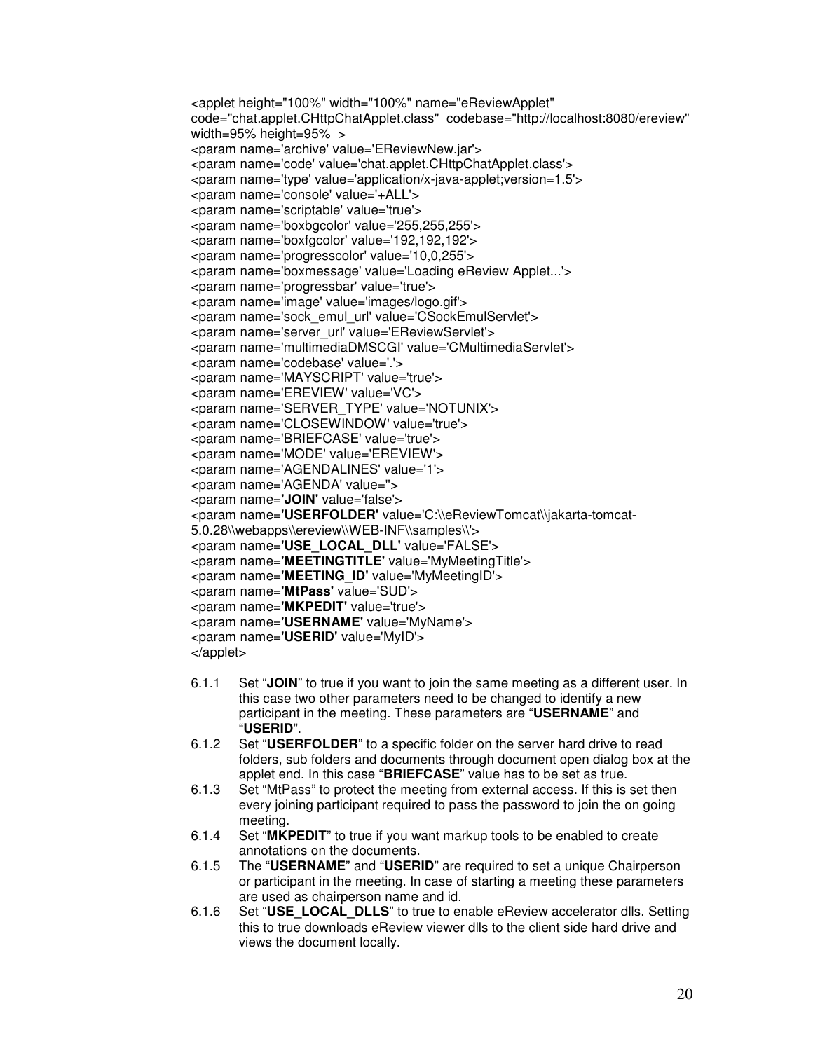```
<applet height="100%" width="100%" name="eReviewApplet"
code="chat.applet.CHttpChatApplet.class"  codebase="http://localhost:8080/ereview"
width=95% height=95%  >
<param name='archive' value='EReviewNew.jar'>
<param name='code' value='chat.applet.CHttpChatApplet.class'>
<param name='type' value='application/x-java-applet;version=1.5'>
<param name='console' value='+ALL'>
<param name='scriptable' value='true'>
<param name='boxbgcolor' value='255,255,255'>
<param name='boxfgcolor' value='192,192,192'>
<param name='progresscolor' value='10,0,255'>
<param name='boxmessage' value='Loading eReview Applet...'>
<param name='progressbar' value='true'>
<param name='image' value='images/logo.gif'>
<param name='sock_emul_url' value='CSockEmulServlet'>
<param name='server_url' value='EReviewServlet'>
<param name='multimediaDMSCGI' value='CMultimediaServlet'>
<param name='codebase' value='.'>
<param name='MAYSCRIPT' value='true'>
<param name='EREVIEW' value='VC'>
<param name='SERVER_TYPE' value='NOTUNIX'>
<param name='CLOSEWINDOW' value='true'>
<param name='BRIEFCASE' value='true'>
<param name='MODE' value='EREVIEW'>
<param name='AGENDALINES' value='1'>
<param name='AGENDA' value=''>
<param name='JOIN' value='false'>
<param name='USERFOLDER' value='C:\\eReviewTomcat\\jakarta-tomcat-
5.0.28\\webapps\\ereview\\WEB-INF\\samples\\'>
<param name='USE_LOCAL_DLL' value='FALSE'>
<param name='MEETINGTITLE' value='MyMeetingTitle'>
<param name='MEETING_ID' value='MyMeetingID'>
<param name='MtPass' value='SUD'>
<param name='MKPEDIT' value='true'>
<param name='USERNAME' value='MyName'>
<param name='USERID' value='MyID'>
</applet>
```

- 6.1.1 Set "**JOIN**" to true if you want to join the same meeting as a different user. In this case two other parameters need to be changed to identify a new participant in the meeting. These parameters are "**USERNAME**" and "**USERID**".
- 6.1.2 Set "**USERFOLDER**" to a specific folder on the server hard drive to read folders, sub folders and documents through document open dialog box at the applet end. In this case "**BRIEFCASE**" value has to be set as true.
- 6.1.3 Set "MtPass" to protect the meeting from external access. If this is set then every joining participant required to pass the password to join the on going meeting.
- 6.1.4 Set "**MKPEDIT**" to true if you want markup tools to be enabled to create annotations on the documents.
- 6.1.5 The "**USERNAME**" and "**USERID**" are required to set a unique Chairperson or participant in the meeting. In case of starting a meeting these parameters are used as chairperson name and id.
- 6.1.6 Set "**USE_LOCAL_DLLS**" to true to enable eReview accelerator dlls. Setting this to true downloads eReview viewer dlls to the client side hard drive and views the document locally.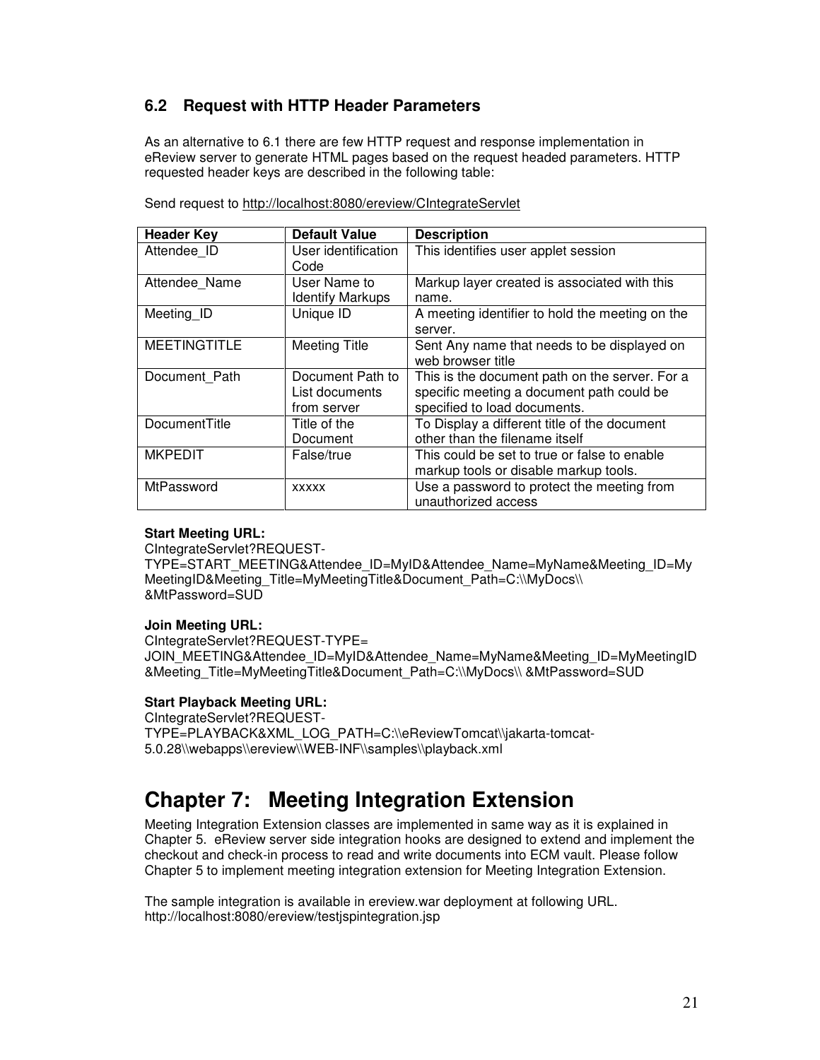## 6.2 Request with HTTP Header Parameters

As an alternative to 6.1 there are few HTTP request and response implementation in eReview server to generate HTML pages based on the request headed parameters. HTTP requested header keys are described in the following table:

Send request to http://localhost:8080/ereview/CIntegrateServlet

| Header Key | Default Value | Description |
|---|---|---|
| Attendee_ID | User identification Code | This identifies user applet session |
| Attendee_Name | User Name to Identify Markups | Markup layer created is associated with this name. |
| Meeting_ID | Unique ID | A meeting identifier to hold the meeting on the server. |
| MEETINGTITLE | Meeting Title | Sent Any name that needs to be displayed on web browser title |
| Document_Path | Document Path to List documents from server | This is the document path on the server. For a specific meeting a document path could be specified to load documents. |
| DocumentTitle | Title of the Document | To Display a different title of the document other than the filename itself |
| MKPEDIT | False/true | This could be set to true or false to enable markup tools or disable markup tools. |
| MtPassword | xxxxx | Use a password to protect the meeting from unauthorized access |

**Start Meeting URL:**
CIntegrateServlet?REQUEST-TYPE=START_MEETING&Attendee_ID=MyID&Attendee_Name=MyName&Meeting_ID=MyMeetingID&Meeting_Title=MyMeetingTitle&Document_Path=C:\\MyDocs\\&MtPassword=SUD

**Join Meeting URL:**
CIntegrateServlet?REQUEST-TYPE=JOIN_MEETING&Attendee_ID=MyID&Attendee_Name=MyName&Meeting_ID=MyMeetingID&Meeting_Title=MyMeetingTitle&Document_Path=C:\\MyDocs\\ &MtPassword=SUD

**Start Playback Meeting URL:**
CIntegrateServlet?REQUEST-TYPE=PLAYBACK&XML_LOG_PATH=C:\\eReviewTomcat\\jakarta-tomcat-5.0.28\\webapps\\ereview\\WEB-INF\\samples\\playback.xml

# Chapter 7: Meeting Integration Extension

Meeting Integration Extension classes are implemented in same way as it is explained in Chapter 5. eReview server side integration hooks are designed to extend and implement the checkout and check-in process to read and write documents into ECM vault. Please follow Chapter 5 to implement meeting integration extension for Meeting Integration Extension.

The sample integration is available in ereview.war deployment at following URL.
http://localhost:8080/ereview/testjspintegration.jsp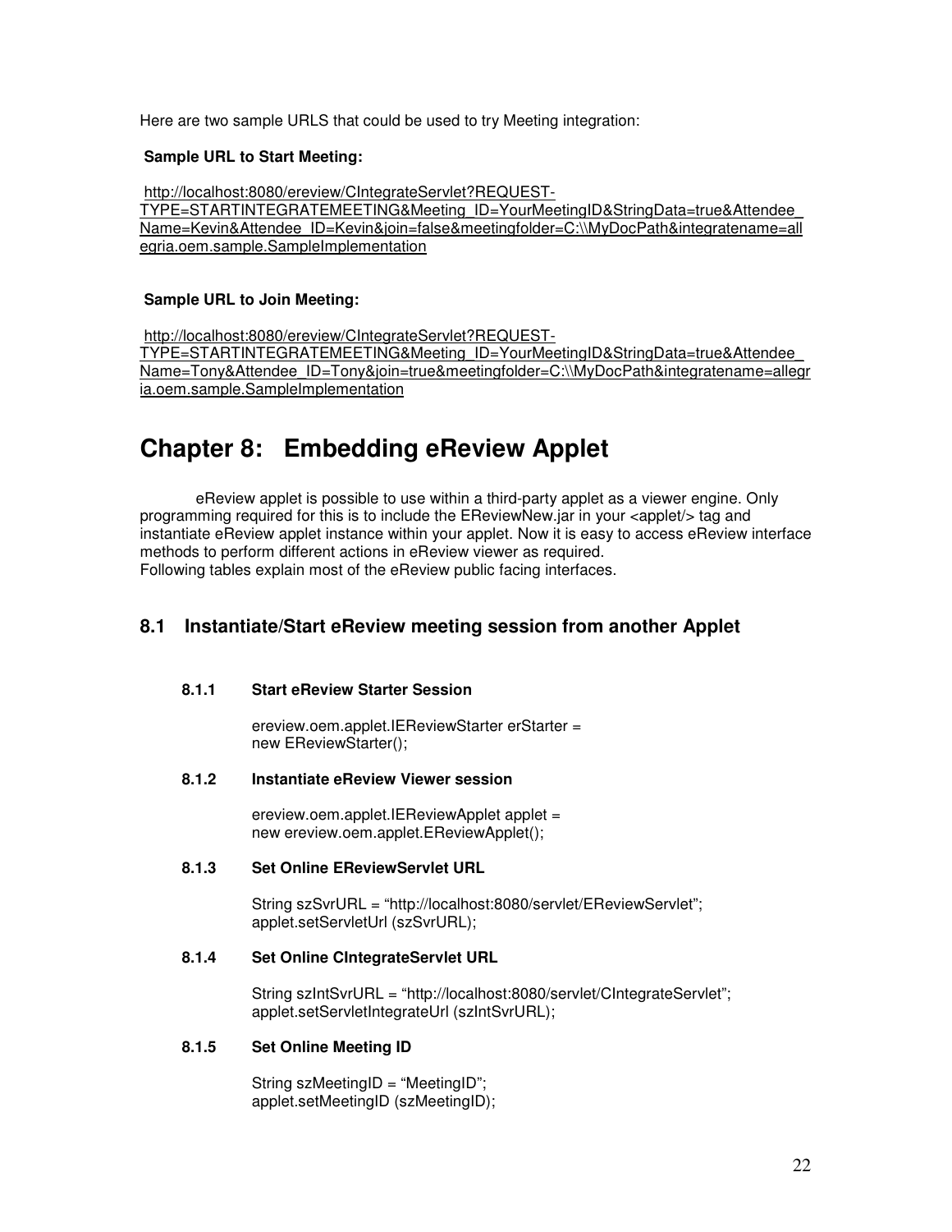Here are two sample URLS that could be used to try Meeting integration:

**Sample URL to Start Meeting:**

http://localhost:8080/ereview/CIntegrateServlet?REQUEST-TYPE=STARTINTEGRATEMEETING&Meeting_ID=YourMeetingID&StringData=true&Attendee_Name=Kevin&Attendee_ID=Kevin&join=false&meetingfolder=C:\\MyDocPath&integratename=allegria.oem.sample.SampleImplementation

**Sample URL to Join Meeting:**

http://localhost:8080/ereview/CIntegrateServlet?REQUEST-TYPE=STARTINTEGRATEMEETING&Meeting_ID=YourMeetingID&StringData=true&Attendee_Name=Tony&Attendee_ID=Tony&join=true&meetingfolder=C:\\MyDocPath&integratename=allegria.oem.sample.SampleImplementation

# Chapter 8: Embedding eReview Applet

eReview applet is possible to use within a third-party applet as a viewer engine. Only programming required for this is to include the EReviewNew.jar in your <applet/> tag and instantiate eReview applet instance within your applet. Now it is easy to access eReview interface methods to perform different actions in eReview viewer as required.
Following tables explain most of the eReview public facing interfaces.

## 8.1 Instantiate/Start eReview meeting session from another Applet

### 8.1.1 Start eReview Starter Session

```
ereview.oem.applet.IEReviewStarter erStarter =
new EReviewStarter();
```

### 8.1.2 Instantiate eReview Viewer session

```
ereview.oem.applet.IEReviewApplet applet =
new ereview.oem.applet.EReviewApplet();
```

### 8.1.3 Set Online EReviewServlet URL

```
String szSvrURL = "http://localhost:8080/servlet/EReviewServlet";
applet.setServletUrl (szSvrURL);
```

### 8.1.4 Set Online CIntegrateServlet URL

```
String szIntSvrURL = "http://localhost:8080/servlet/CIntegrateServlet";
applet.setServletIntegrateUrl (szIntSvrURL);
```

### 8.1.5 Set Online Meeting ID

```
String szMeetingID = "MeetingID";
applet.setMeetingID (szMeetingID);
```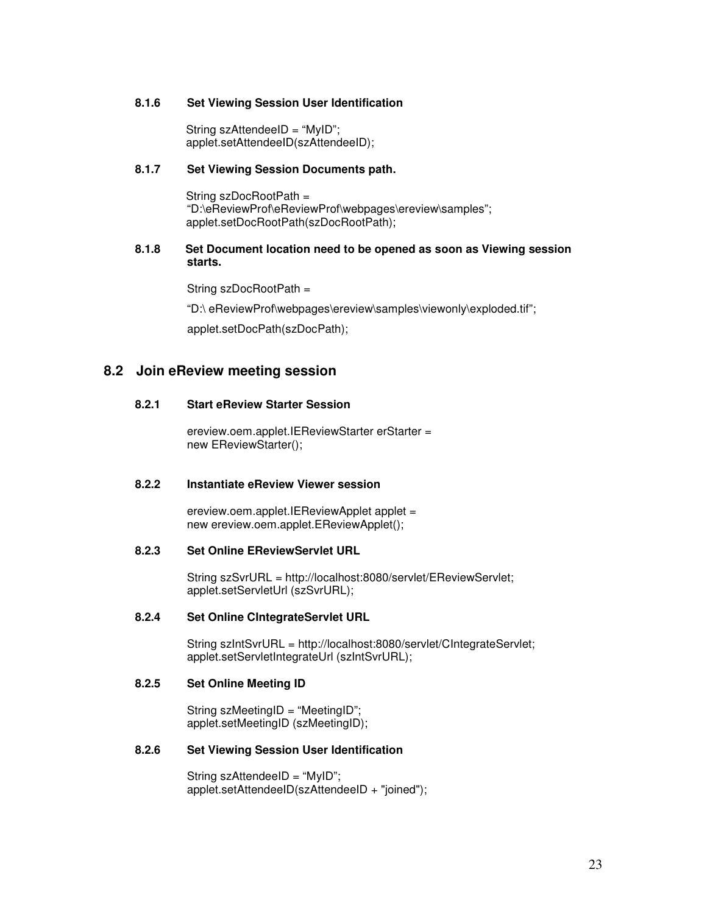#### 8.1.6 Set Viewing Session User Identification

```
String szAttendeeID = “MyID”;
applet.setAttendeeID(szAttendeeID);
```

#### 8.1.7 Set Viewing Session Documents path.

```
String szDocRootPath =
“D:\eReviewProf\eReviewProf\webpages\ereview\samples”;
applet.setDocRootPath(szDocRootPath);
```

#### 8.1.8 Set Document location need to be opened as soon as Viewing session starts.

```
String szDocRootPath =

“D:\ eReviewProf\webpages\ereview\samples\viewonly\exploded.tif”;

applet.setDocPath(szDocPath);
```

## 8.2 Join eReview meeting session

#### 8.2.1 Start eReview Starter Session

```
ereview.oem.applet.IEReviewStarter erStarter =
new EReviewStarter();
```

#### 8.2.2 Instantiate eReview Viewer session

```
ereview.oem.applet.IEReviewApplet applet =
new ereview.oem.applet.EReviewApplet();
```

#### 8.2.3 Set Online EReviewServlet URL

```
String szSvrURL = http://localhost:8080/servlet/EReviewServlet;
applet.setServletUrl (szSvrURL);
```

#### 8.2.4 Set Online CIntegrateServlet URL

```
String szIntSvrURL = http://localhost:8080/servlet/CIntegrateServlet;
applet.setServletIntegrateUrl (szIntSvrURL);
```

#### 8.2.5 Set Online Meeting ID

```
String szMeetingID = “MeetingID”;
applet.setMeetingID (szMeetingID);
```

#### 8.2.6 Set Viewing Session User Identification

```
String szAttendeeID = “MyID”;
applet.setAttendeeID(szAttendeeID + "joined");
```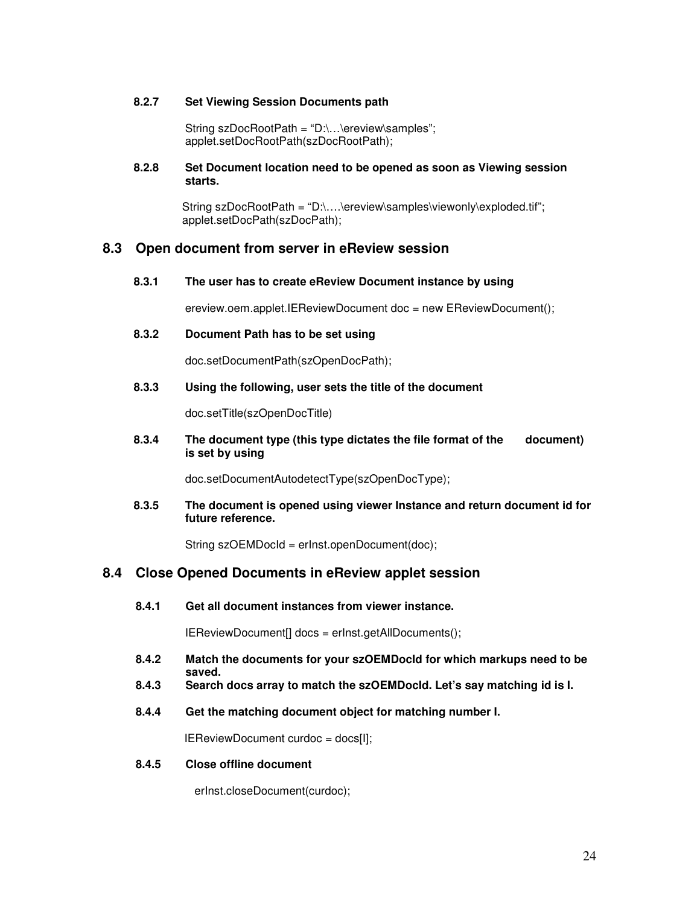#### 8.2.7 Set Viewing Session Documents path

```
String szDocRootPath = "D:\…\ereview\samples";
applet.setDocRootPath(szDocRootPath);
```

#### 8.2.8 Set Document location need to be opened as soon as Viewing session starts.

```
String szDocRootPath = "D:\….\ereview\samples\viewonly\exploded.tif";
applet.setDocPath(szDocPath);
```

## 8.3 Open document from server in eReview session

#### 8.3.1 The user has to create eReview Document instance by using

```
ereview.oem.applet.IEReviewDocument doc = new EReviewDocument();
```

#### 8.3.2 Document Path has to be set using

```
doc.setDocumentPath(szOpenDocPath);
```

#### 8.3.3 Using the following, user sets the title of the document

```
doc.setTitle(szOpenDocTitle)
```

#### 8.3.4 The document type (this type dictates the file format of the document) is set by using

```
doc.setDocumentAutodetectType(szOpenDocType);
```

#### 8.3.5 The document is opened using viewer Instance and return document id for future reference.

```
String szOEMDocId = erInst.openDocument(doc);
```

## 8.4 Close Opened Documents in eReview applet session

#### 8.4.1 Get all document instances from viewer instance.

```
IEReviewDocument[] docs = erInst.getAllDocuments();
```

#### 8.4.2 Match the documents for your szOEMDocId for which markups need to be saved.

#### 8.4.3 Search docs array to match the szOEMDocId. Let's say matching id is I.

#### 8.4.4 Get the matching document object for matching number I.

```
IEReviewDocument curdoc = docs[I];
```

#### 8.4.5 Close offline document

```
erInst.closeDocument(curdoc);
```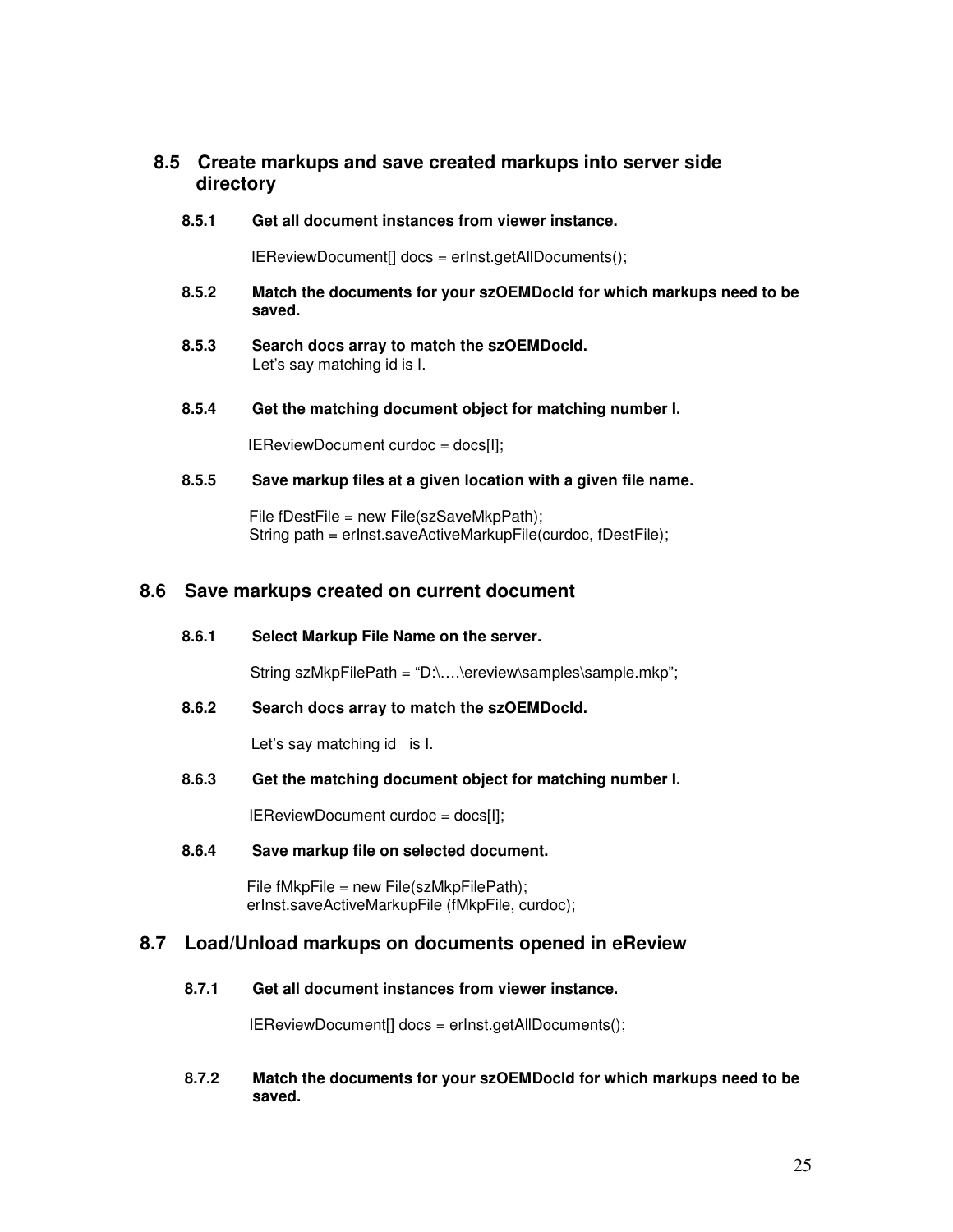## 8.5 Create markups and save created markups into server side directory

### 8.5.1 Get all document instances from viewer instance.

```
IEReviewDocument[] docs = erInst.getAllDocuments();
```

### 8.5.2 Match the documents for your szOEMDocId for which markups need to be saved.

### 8.5.3 Search docs array to match the szOEMDocId.

Let's say matching id is I.

### 8.5.4 Get the matching document object for matching number I.

```
IEReviewDocument curdoc = docs[I];
```

### 8.5.5 Save markup files at a given location with a given file name.

```
File fDestFile = new File(szSaveMkpPath);
String path = erInst.saveActiveMarkupFile(curdoc, fDestFile);
```

## 8.6 Save markups created on current document

### 8.6.1 Select Markup File Name on the server.

```
String szMkpFilePath = "D:\….\ereview\samples\sample.mkp";
```

### 8.6.2 Search docs array to match the szOEMDocId.

Let's say matching id is I.

### 8.6.3 Get the matching document object for matching number I.

```
IEReviewDocument curdoc = docs[I];
```

### 8.6.4 Save markup file on selected document.

```
File fMkpFile = new File(szMkpFilePath);
erInst.saveActiveMarkupFile (fMkpFile, curdoc);
```

## 8.7 Load/Unload markups on documents opened in eReview

### 8.7.1 Get all document instances from viewer instance.

```
IEReviewDocument[] docs = erInst.getAllDocuments();
```

### 8.7.2 Match the documents for your szOEMDocId for which markups need to be saved.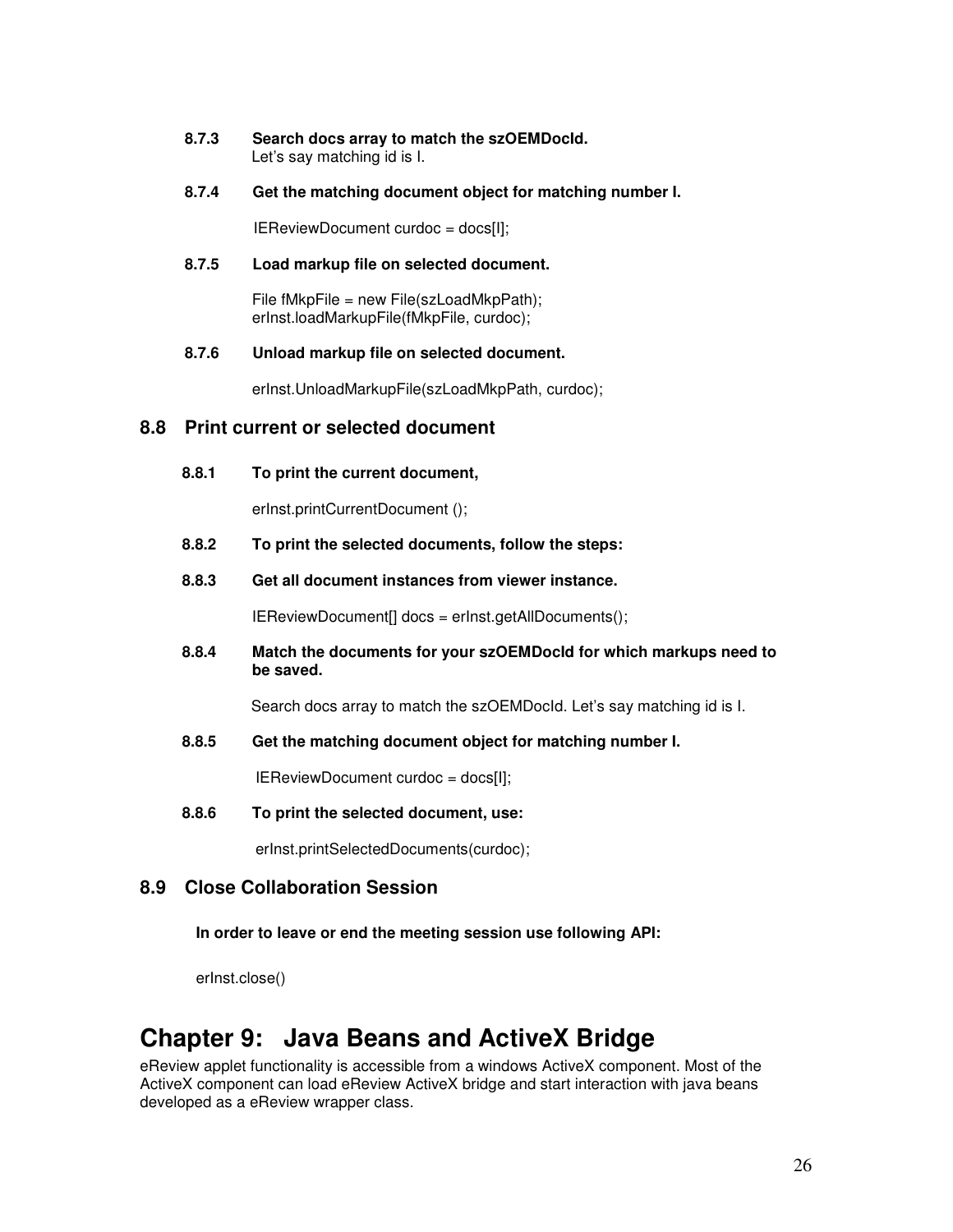#### 8.7.3 Search docs array to match the szOEMDocId.

Let's say matching id is I.

#### 8.7.4 Get the matching document object for matching number I.

```
IEReviewDocument curdoc = docs[I];
```

#### 8.7.5 Load markup file on selected document.

```
File fMkpFile = new File(szLoadMkpPath);
erInst.loadMarkupFile(fMkpFile, curdoc);
```

#### 8.7.6 Unload markup file on selected document.

```
erInst.UnloadMarkupFile(szLoadMkpPath, curdoc);
```

## 8.8 Print current or selected document

#### 8.8.1 To print the current document,

```
erInst.printCurrentDocument ();
```

#### 8.8.2 To print the selected documents, follow the steps:

#### 8.8.3 Get all document instances from viewer instance.

```
IEReviewDocument[] docs = erInst.getAllDocuments();
```

#### 8.8.4 Match the documents for your szOEMDocId for which markups need to be saved.

Search docs array to match the szOEMDocId. Let's say matching id is I.

#### 8.8.5 Get the matching document object for matching number I.

```
IEReviewDocument curdoc = docs[I];
```

#### 8.8.6 To print the selected document, use:

```
erInst.printSelectedDocuments(curdoc);
```

## 8.9 Close Collaboration Session

**In order to leave or end the meeting session use following API:**

```
erInst.close()
```

# Chapter 9: Java Beans and ActiveX Bridge

eReview applet functionality is accessible from a windows ActiveX component. Most of the ActiveX component can load eReview ActiveX bridge and start interaction with java beans developed as a eReview wrapper class.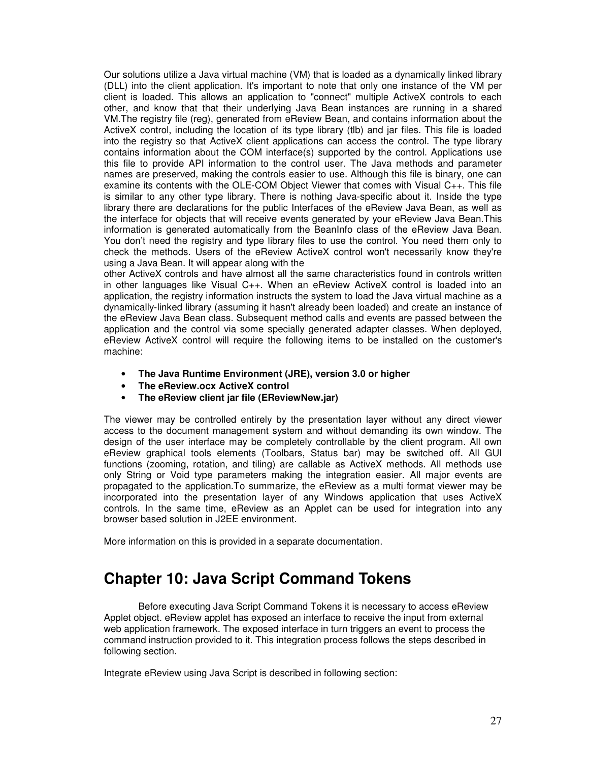Our solutions utilize a Java virtual machine (VM) that is loaded as a dynamically linked library (DLL) into the client application. It's important to note that only one instance of the VM per client is loaded. This allows an application to "connect" multiple ActiveX controls to each other, and know that that their underlying Java Bean instances are running in a shared VM.The registry file (reg), generated from eReview Bean, and contains information about the ActiveX control, including the location of its type library (tlb) and jar files. This file is loaded into the registry so that ActiveX client applications can access the control. The type library contains information about the COM interface(s) supported by the control. Applications use this file to provide API information to the control user. The Java methods and parameter names are preserved, making the controls easier to use. Although this file is binary, one can examine its contents with the OLE-COM Object Viewer that comes with Visual C++. This file is similar to any other type library. There is nothing Java-specific about it. Inside the type library there are declarations for the public Interfaces of the eReview Java Bean, as well as the interface for objects that will receive events generated by your eReview Java Bean.This information is generated automatically from the BeanInfo class of the eReview Java Bean. You don't need the registry and type library files to use the control. You need them only to check the methods. Users of the eReview ActiveX control won't necessarily know they're using a Java Bean. It will appear along with the
other ActiveX controls and have almost all the same characteristics found in controls written in other languages like Visual C++. When an eReview ActiveX control is loaded into an application, the registry information instructs the system to load the Java virtual machine as a dynamically-linked library (assuming it hasn't already been loaded) and create an instance of the eReview Java Bean class. Subsequent method calls and events are passed between the application and the control via some specially generated adapter classes. When deployed, eReview ActiveX control will require the following items to be installed on the customer's machine:

- **The Java Runtime Environment (JRE), version 3.0 or higher**
- **The eReview.ocx ActiveX control**
- **The eReview client jar file (EReviewNew.jar)**

The viewer may be controlled entirely by the presentation layer without any direct viewer access to the document management system and without demanding its own window. The design of the user interface may be completely controllable by the client program. All own eReview graphical tools elements (Toolbars, Status bar) may be switched off. All GUI functions (zooming, rotation, and tiling) are callable as ActiveX methods. All methods use only String or Void type parameters making the integration easier. All major events are propagated to the application.To summarize, the eReview as a multi format viewer may be incorporated into the presentation layer of any Windows application that uses ActiveX controls. In the same time, eReview as an Applet can be used for integration into any browser based solution in J2EE environment.

More information on this is provided in a separate documentation.

# Chapter 10: Java Script Command Tokens

Before executing Java Script Command Tokens it is necessary to access eReview Applet object. eReview applet has exposed an interface to receive the input from external web application framework. The exposed interface in turn triggers an event to process the command instruction provided to it. This integration process follows the steps described in following section.

Integrate eReview using Java Script is described in following section: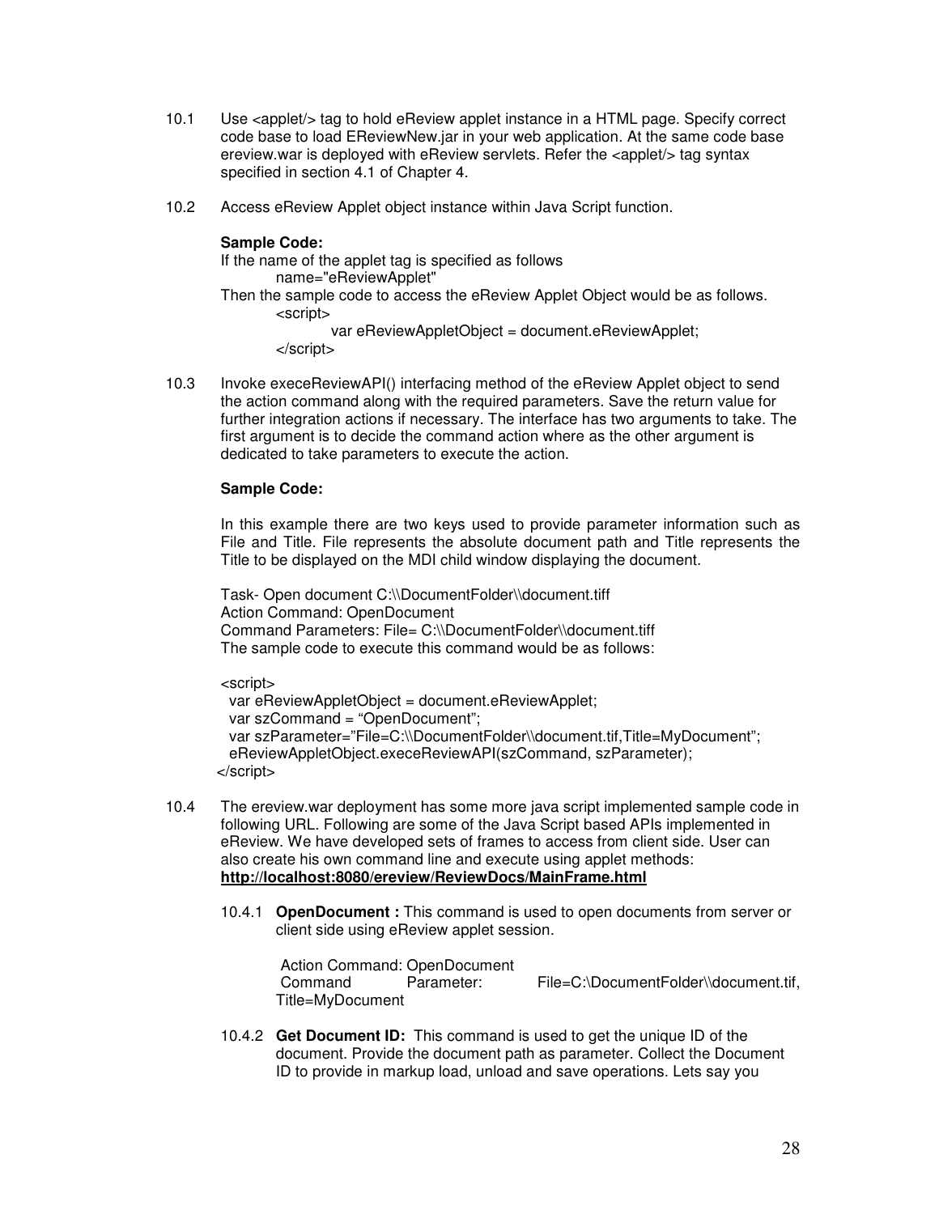10.1 Use <applet/> tag to hold eReview applet instance in a HTML page. Specify correct code base to load EReviewNew.jar in your web application. At the same code base ereview.war is deployed with eReview servlets. Refer the <applet/> tag syntax specified in section 4.1 of Chapter 4.

10.2 Access eReview Applet object instance within Java Script function.

**Sample Code:**

If the name of the applet tag is specified as follows

name="eReviewApplet"

Then the sample code to access the eReview Applet Object would be as follows.

```
<script>
        var eReviewAppletObject = document.eReviewApplet;
</script>
```

10.3 Invoke execeReviewAPI() interfacing method of the eReview Applet object to send the action command along with the required parameters. Save the return value for further integration actions if necessary. The interface has two arguments to take. The first argument is to decide the command action where as the other argument is dedicated to take parameters to execute the action.

**Sample Code:**

In this example there are two keys used to provide parameter information such as File and Title. File represents the absolute document path and Title represents the Title to be displayed on the MDI child window displaying the document.

Task- Open document C:\\DocumentFolder\\document.tiff
Action Command: OpenDocument
Command Parameters: File= C:\\DocumentFolder\\document.tiff
The sample code to execute this command would be as follows:

```
<script>
  var eReviewAppletObject = document.eReviewApplet;
  var szCommand = "OpenDocument";
  var szParameter="File=C:\\DocumentFolder\\document.tif,Title=MyDocument";
  eReviewAppletObject.execeReviewAPI(szCommand, szParameter);
</script>
```

10.4 The ereview.war deployment has some more java script implemented sample code in following URL. Following are some of the Java Script based APIs implemented in eReview. We have developed sets of frames to access from client side. User can also create his own command line and execute using applet methods:
**http://localhost:8080/ereview/ReviewDocs/MainFrame.html**

10.4.1 **OpenDocument :** This command is used to open documents from server or client side using eReview applet session.

Action Command: OpenDocument
Command Parameter: File=C:\DocumentFolder\\document.tif, Title=MyDocument

10.4.2 **Get Document ID:** This command is used to get the unique ID of the document. Provide the document path as parameter. Collect the Document ID to provide in markup load, unload and save operations. Lets say you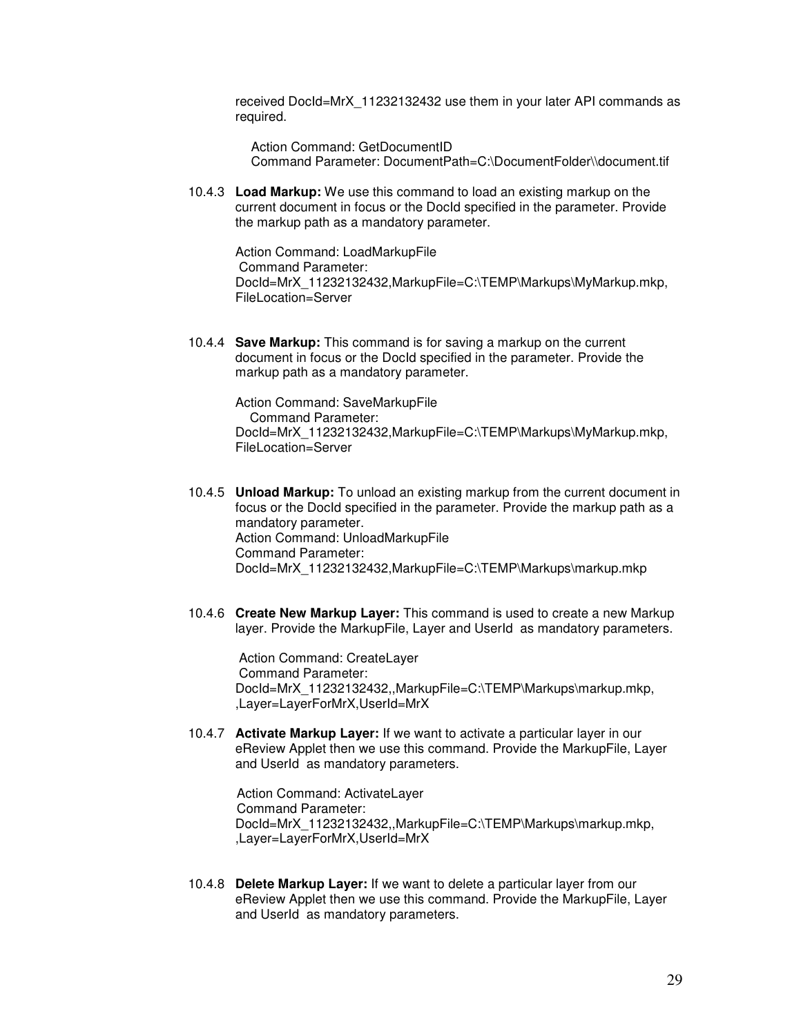received DocId=MrX_11232132432 use them in your later API commands as required.

Action Command: GetDocumentID
Command Parameter: DocumentPath=C:\DocumentFolder\\document.tif

10.4.3 **Load Markup:** We use this command to load an existing markup on the current document in focus or the DocId specified in the parameter. Provide the markup path as a mandatory parameter.

Action Command: LoadMarkupFile
Command Parameter:
DocId=MrX_11232132432,MarkupFile=C:\TEMP\Markups\MyMarkup.mkp, FileLocation=Server

10.4.4 **Save Markup:** This command is for saving a markup on the current document in focus or the DocId specified in the parameter. Provide the markup path as a mandatory parameter.

Action Command: SaveMarkupFile
Command Parameter:
DocId=MrX_11232132432,MarkupFile=C:\TEMP\Markups\MyMarkup.mkp, FileLocation=Server

10.4.5 **Unload Markup:** To unload an existing markup from the current document in focus or the DocId specified in the parameter. Provide the markup path as a mandatory parameter.
Action Command: UnloadMarkupFile
Command Parameter:
DocId=MrX_11232132432,MarkupFile=C:\TEMP\Markups\markup.mkp

10.4.6 **Create New Markup Layer:** This command is used to create a new Markup layer. Provide the MarkupFile, Layer and UserId as mandatory parameters.

Action Command: CreateLayer
Command Parameter:
DocId=MrX_11232132432,,MarkupFile=C:\TEMP\Markups\markup.mkp, ,Layer=LayerForMrX,UserId=MrX

10.4.7 **Activate Markup Layer:** If we want to activate a particular layer in our eReview Applet then we use this command. Provide the MarkupFile, Layer and UserId as mandatory parameters.

Action Command: ActivateLayer
Command Parameter:
DocId=MrX_11232132432,,MarkupFile=C:\TEMP\Markups\markup.mkp, ,Layer=LayerForMrX,UserId=MrX

10.4.8 **Delete Markup Layer:** If we want to delete a particular layer from our eReview Applet then we use this command. Provide the MarkupFile, Layer and UserId as mandatory parameters.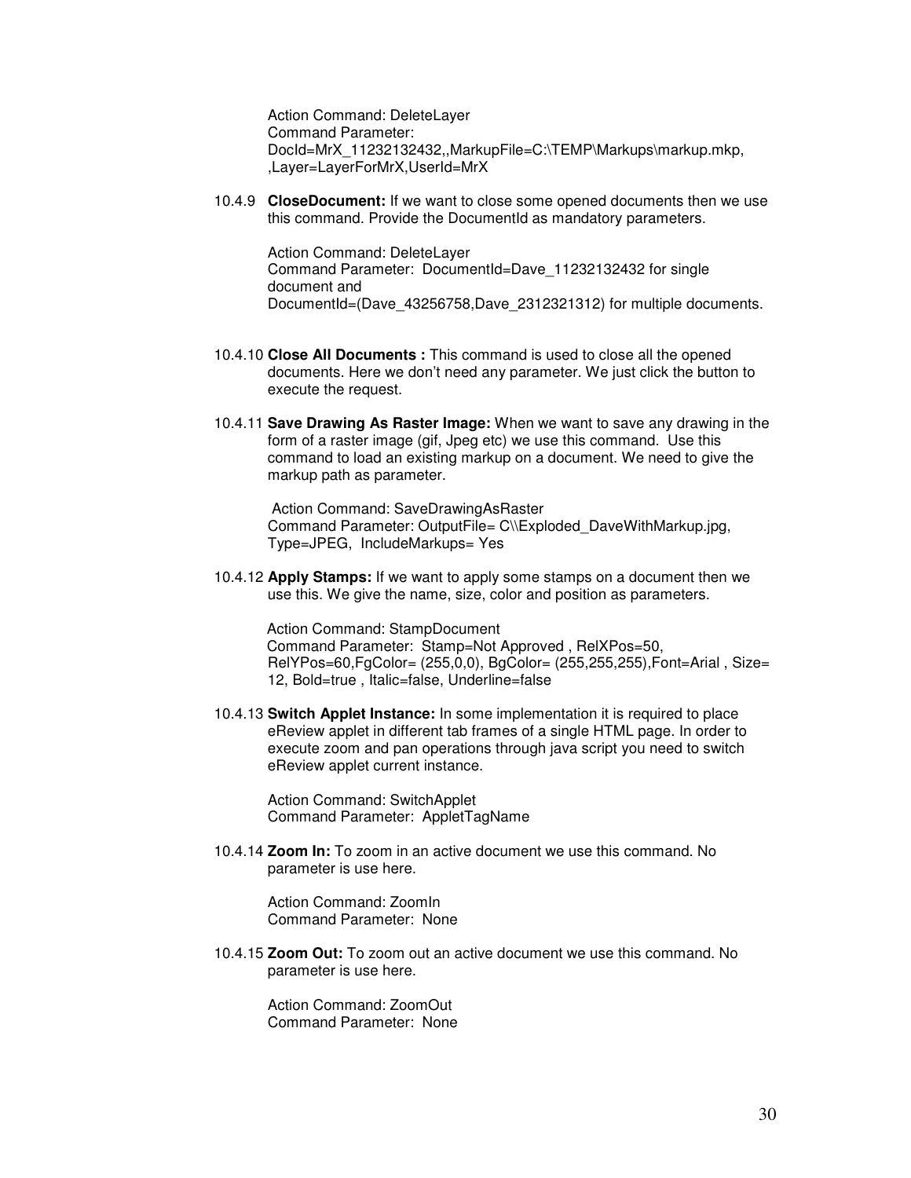Action Command: DeleteLayer
Command Parameter:
DocId=MrX_11232132432,,MarkupFile=C:\TEMP\Markups\markup.mkp,
,Layer=LayerForMrX,UserId=MrX

10.4.9 **CloseDocument:** If we want to close some opened documents then we use this command. Provide the DocumentId as mandatory parameters.

Action Command: DeleteLayer
Command Parameter: DocumentId=Dave_11232132432 for single document and
DocumentId=(Dave_43256758,Dave_2312321312) for multiple documents.

10.4.10 **Close All Documents :** This command is used to close all the opened documents. Here we don't need any parameter. We just click the button to execute the request.

10.4.11 **Save Drawing As Raster Image:** When we want to save any drawing in the form of a raster image (gif, Jpeg etc) we use this command. Use this command to load an existing markup on a document. We need to give the markup path as parameter.

Action Command: SaveDrawingAsRaster
Command Parameter: OutputFile= C\\Exploded_DaveWithMarkup.jpg, Type=JPEG, IncludeMarkups= Yes

10.4.12 **Apply Stamps:** If we want to apply some stamps on a document then we use this. We give the name, size, color and position as parameters.

Action Command: StampDocument
Command Parameter: Stamp=Not Approved , RelXPos=50, RelYPos=60,FgColor= (255,0,0), BgColor= (255,255,255),Font=Arial , Size= 12, Bold=true , Italic=false, Underline=false

10.4.13 **Switch Applet Instance:** In some implementation it is required to place eReview applet in different tab frames of a single HTML page. In order to execute zoom and pan operations through java script you need to switch eReview applet current instance.

Action Command: SwitchApplet
Command Parameter: AppletTagName

10.4.14 **Zoom In:** To zoom in an active document we use this command. No parameter is use here.

Action Command: ZoomIn
Command Parameter: None

10.4.15 **Zoom Out:** To zoom out an active document we use this command. No parameter is use here.

Action Command: ZoomOut
Command Parameter: None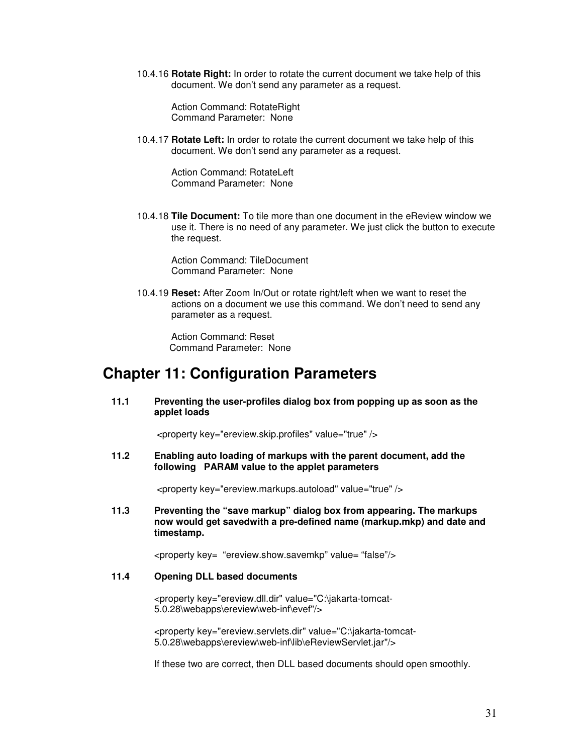10.4.16 **Rotate Right:** In order to rotate the current document we take help of this document. We don't send any parameter as a request.

Action Command: RotateRight
Command Parameter: None

10.4.17 **Rotate Left:** In order to rotate the current document we take help of this document. We don't send any parameter as a request.

Action Command: RotateLeft
Command Parameter: None

10.4.18 **Tile Document:** To tile more than one document in the eReview window we use it. There is no need of any parameter. We just click the button to execute the request.

Action Command: TileDocument
Command Parameter: None

10.4.19 **Reset:** After Zoom In/Out or rotate right/left when we want to reset the actions on a document we use this command. We don't need to send any parameter as a request.

Action Command: Reset
Command Parameter: None

# Chapter 11: Configuration Parameters

**11.1 Preventing the user-profiles dialog box from popping up as soon as the applet loads**

<property key="ereview.skip.profiles" value="true" />

**11.2 Enabling auto loading of markups with the parent document, add the following PARAM value to the applet parameters**

<property key="ereview.markups.autoload" value="true" />

**11.3 Preventing the "save markup" dialog box from appearing. The markups now would get savedwith a pre-defined name (markup.mkp) and date and timestamp.**

<property key= "ereview.show.savemkp" value= "false"/>

**11.4 Opening DLL based documents**

<property key="ereview.dll.dir" value="C:\jakarta-tomcat-5.0.28\webapps\ereview\web-inf\evef"/>

<property key="ereview.servlets.dir" value="C:\jakarta-tomcat-5.0.28\webapps\ereview\web-inf\lib\eReviewServlet.jar"/>

If these two are correct, then DLL based documents should open smoothly.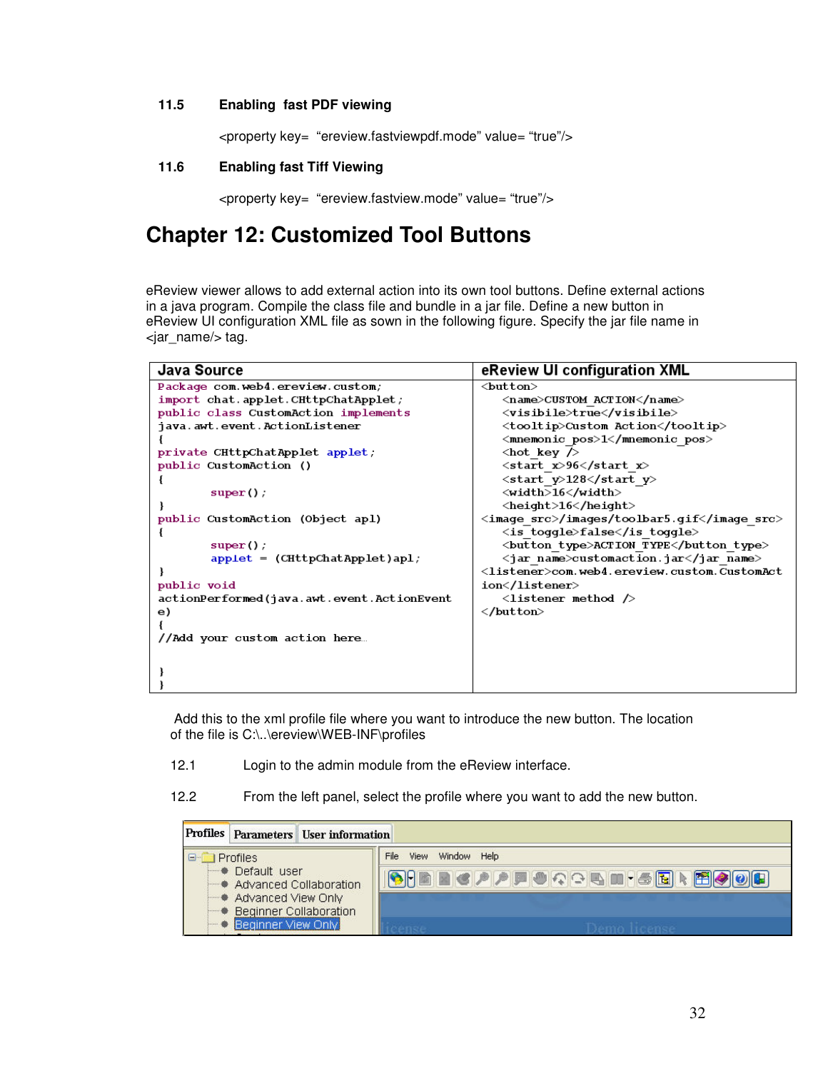### 11.5 Enabling fast PDF viewing

<property key= "ereview.fastviewpdf.mode" value= "true"/>

### 11.6 Enabling fast Tiff Viewing

<property key= "ereview.fastview.mode" value= "true"/>

# Chapter 12: Customized Tool Buttons

eReview viewer allows to add external action into its own tool buttons. Define external actions in a java program. Compile the class file and bundle in a jar file. Define a new button in eReview UI configuration XML file as sown in the following figure. Specify the jar file name in <jar_name/> tag.

**Java Source**

```
Package com.web4.ereview.custom;
import chat.applet.CHttpChatApplet;
public class CustomAction implements
java.awt.event.ActionListener
{
private CHttpChatApplet applet;
public CustomAction ()
{
        super();
}
public CustomAction (Object apl)
{
        super();
        applet = (CHttpChatApplet)apl;
}
public void
actionPerformed(java.awt.event.ActionEvent
e)
{
//Add your custom action here…


}
}
```

**eReview UI configuration XML**

```
<button>
    <name>CUSTOM_ACTION</name>
    <visibile>true</visibile>
    <tooltip>Custom Action</tooltip>
    <mnemonic_pos>1</mnemonic_pos>
    <hot_key />
    <start_x>96</start_x>
    <start_y>128</start_y>
    <width>16</width>
    <height>16</height>
<image_src>/images/toolbar5.gif</image_src>
    <is_toggle>false</is_toggle>
    <button_type>ACTION_TYPE</button_type>
    <jar_name>customaction.jar</jar_name>
<listener>com.web4.ereview.custom.CustomAct
ion</listener>
    <listener method />
</button>
```

Add this to the xml profile file where you want to introduce the new button. The location of the file is C:\..\ereview\WEB-INF\profiles

12.1 Login to the admin module from the eReview interface.

12.2 From the left panel, select the profile where you want to add the new button.

Profiles | Parameters | User information

- Profiles
  - Default user
  - Advanced Collaboration
  - Advanced View Only
  - Beginner Collaboration
  - Beginner View Only

File View Window Help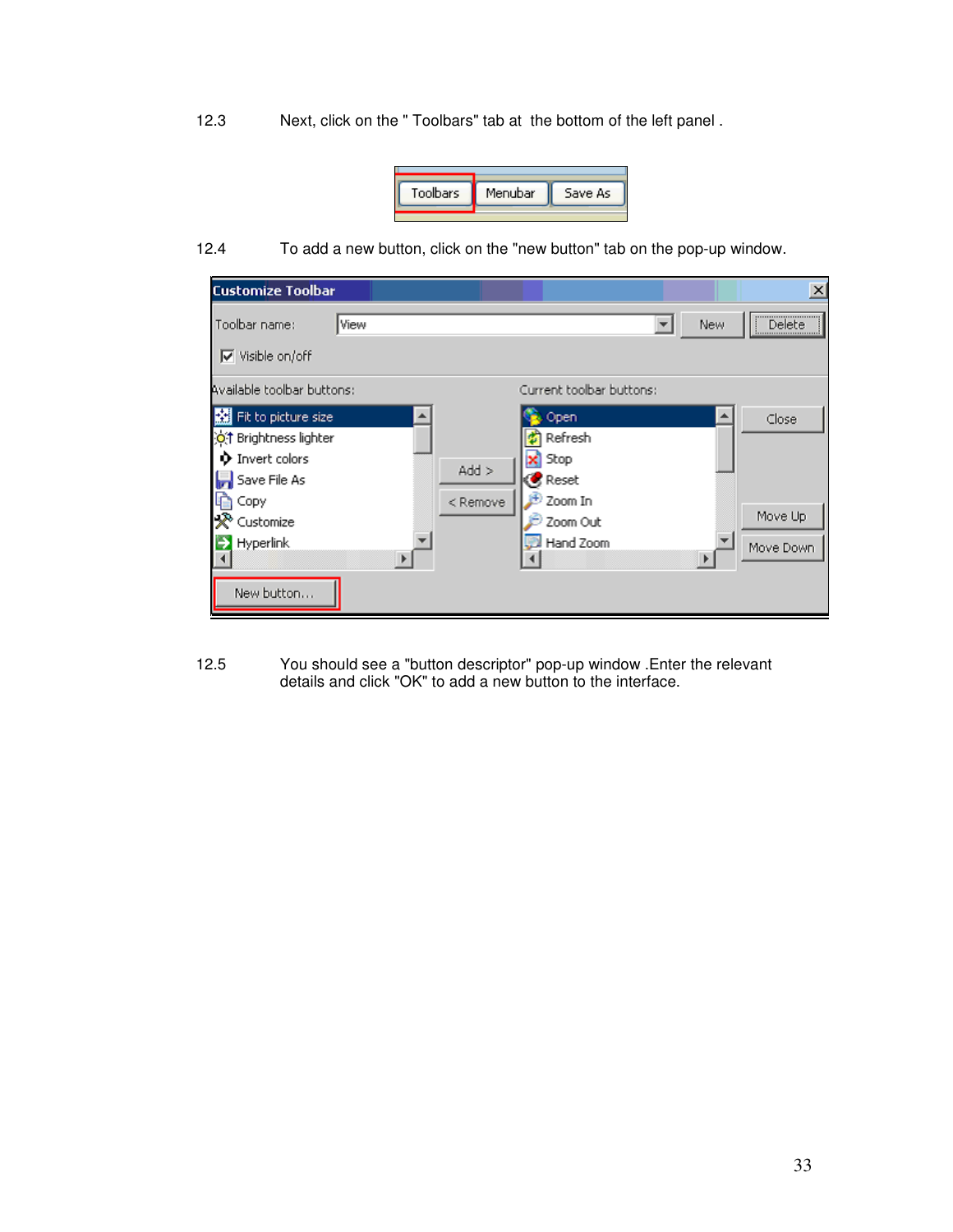12.3 Next, click on the " Toolbars" tab at the bottom of the left panel .

12.4 To add a new button, click on the "new button" tab on the pop-up window.

12.5 You should see a "button descriptor" pop-up window .Enter the relevant details and click "OK" to add a new button to the interface.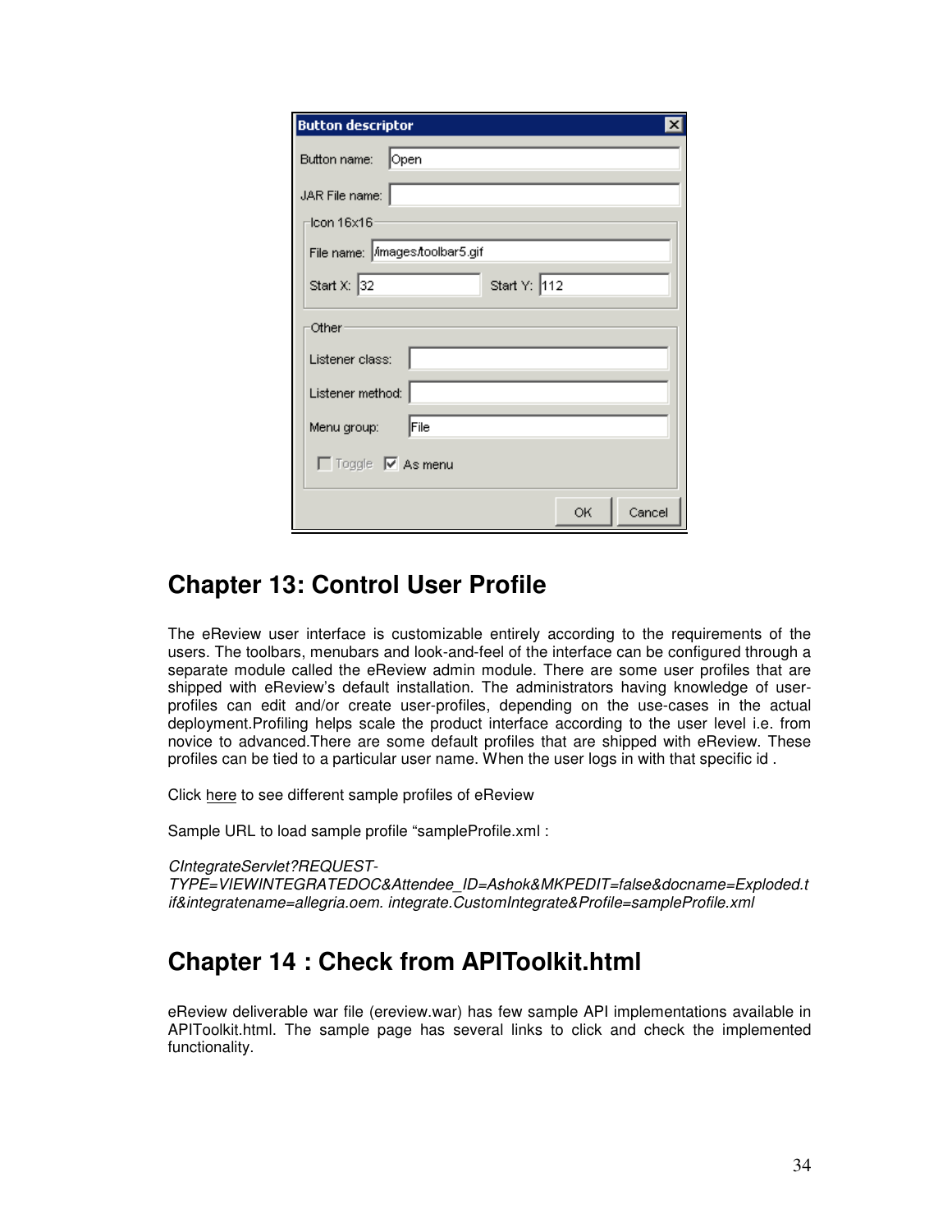## Chapter 13: Control User Profile

The eReview user interface is customizable entirely according to the requirements of the users. The toolbars, menubars and look-and-feel of the interface can be configured through a separate module called the eReview admin module. There are some user profiles that are shipped with eReview's default installation. The administrators having knowledge of user-profiles can edit and/or create user-profiles, depending on the use-cases in the actual deployment.Profiling helps scale the product interface according to the user level i.e. from novice to advanced.There are some default profiles that are shipped with eReview. These profiles can be tied to a particular user name. When the user logs in with that specific id .

Click here to see different sample profiles of eReview

Sample URL to load sample profile "sampleProfile.xml :

*CIntegrateServlet?REQUEST-TYPE=VIEWINTEGRATEDOC&Attendee_ID=Ashok&MKPEDIT=false&docname=Exploded.tif&integratename=allegria.oem. integrate.CustomIntegrate&Profile=sampleProfile.xml*

## Chapter 14 : Check from APIToolkit.html

eReview deliverable war file (ereview.war) has few sample API implementations available in APIToolkit.html. The sample page has several links to click and check the implemented functionality.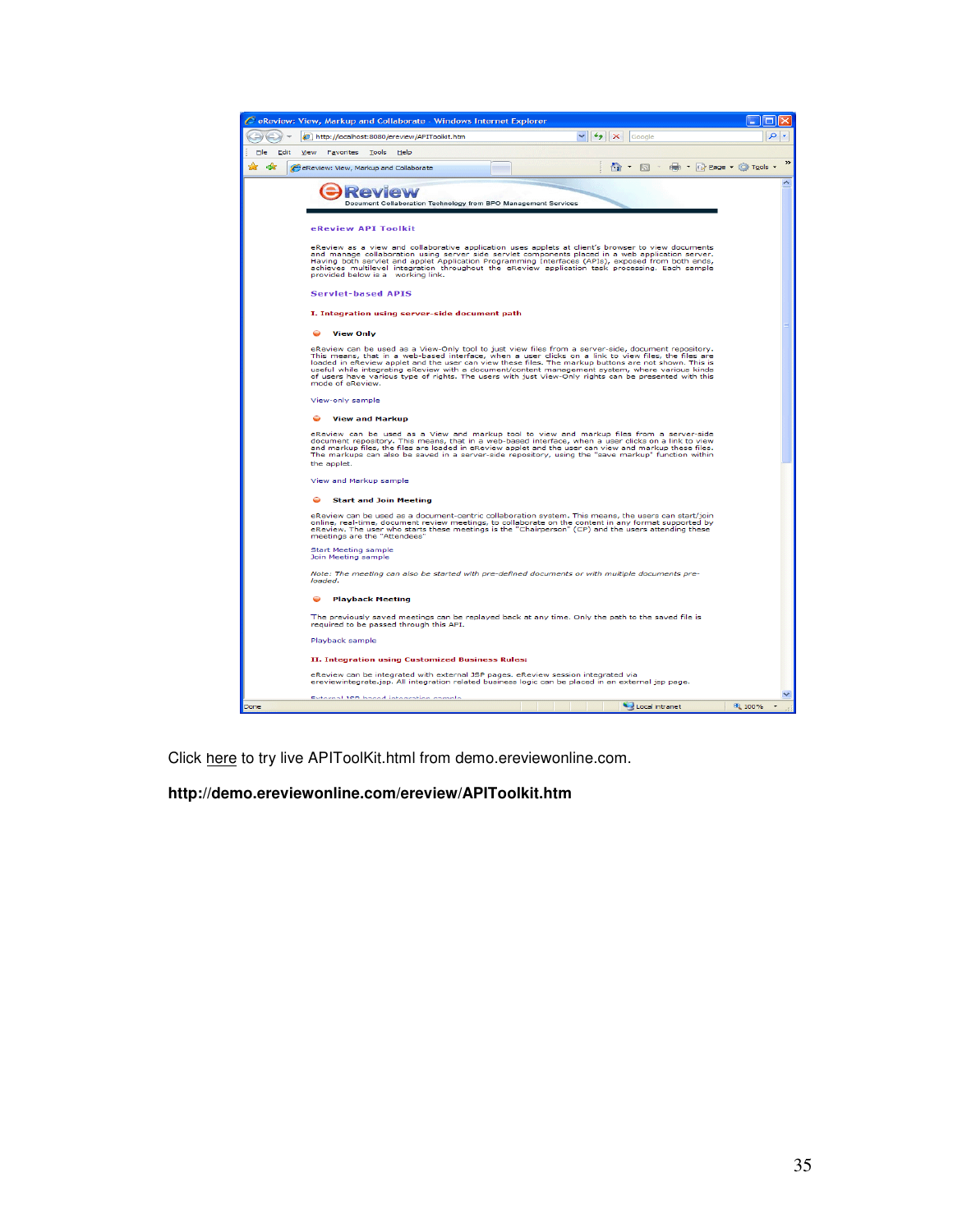eReview

Document Collaboration Technology from BPO Management Services

eReview API Toolkit

eReview as a view and collaborative application uses applets at client's browser to view documents and manage collaboration using server side servlet components placed in a web application server. Having both servlet and applet Application Programming Interfaces (APIs), exposed from both ends, achieves multilevel integration throughout the eReview application task processing. Each sample provided below is a working link.

Servlet-based APIS

I. Integration using server-side document path

- **View Only**

eReview can be used as a View-Only tool to just view files from a server-side, document repository. This means, that in a web-based interface, when a user clicks on a link to view files, the files are loaded in eReview applet and the user can view these files. The markup buttons are not shown. This is useful while integrating eReview with a document/content management system, where various kinds of users have various type of rights. The users with just View-Only rights can be presented with this mode of eReview.

View-only sample

- **View and Markup**

eReview can be used as a View and markup tool to view and markup files from a server-side document repository. This means, that in a web-based interface, when a user clicks on a link to view and markup files, the files are loaded in eReview applet and the user can view and markup these files. The markups can also be saved in a server-side repository, using the "save markup" function within the applet.

View and Markup sample

- **Start and Join Meeting**

eReview can be used as a document-centric collaboration system. This means, the users can start/join online, real-time, document review meetings, to collaborate on the content in any format supported by eReview. The user who starts these meetings is the "Chairperson" (CP) and the users attending these meetings are the "Attendees"

Start Meeting sample
Join Meeting sample

*Note: The meeting can also be started with pre-defined documents or with multiple documents pre-loaded.*

- **Playback Meeting**

The previously saved meetings can be replayed back at any time. Only the path to the saved file is required to be passed through this API.

Playback sample

II. Integration using Customized Business Rules:

eReview can be integrated with external JSP pages. eReview session integrated via ereviewintegrate.jsp. All integration related business logic can be placed in an external jsp page.

Click here to try live APIToolKit.html from demo.ereviewonline.com.

**http://demo.ereviewonline.com/ereview/APIToolkit.htm**